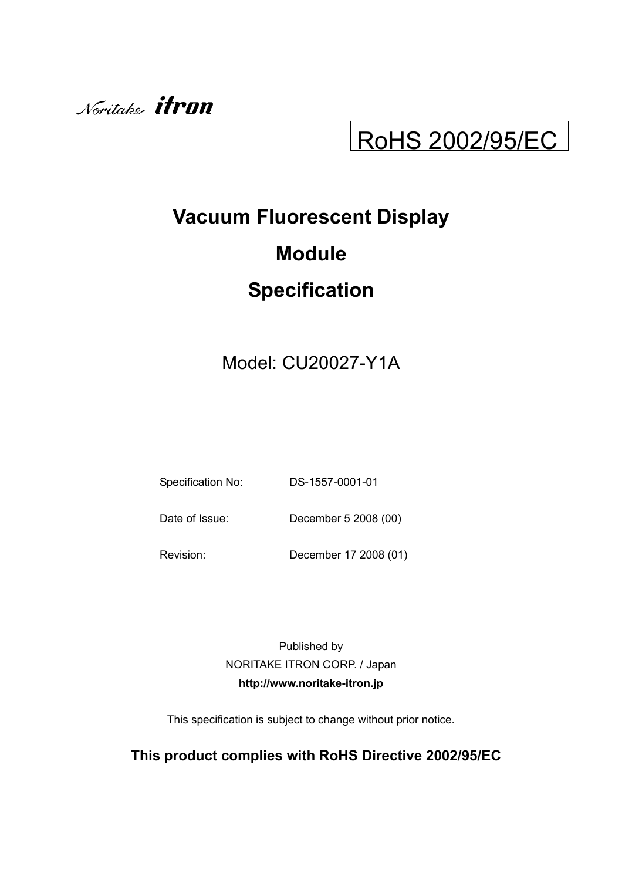Noritake itron

RoHS 2002/95/EC

# Vacuum Fluorescent Display

# Module

# Specification

Model: CU20027-Y1A

Specification No: DS-1557-0001-01

Date of Issue: December 5 2008 (00)

Revision: December 17 2008 (01)

Published by
NORITAKE ITRON CORP. / Japan
**http://www.noritake-itron.jp**

This specification is subject to change without prior notice.

**This product complies with RoHS Directive 2002/95/EC**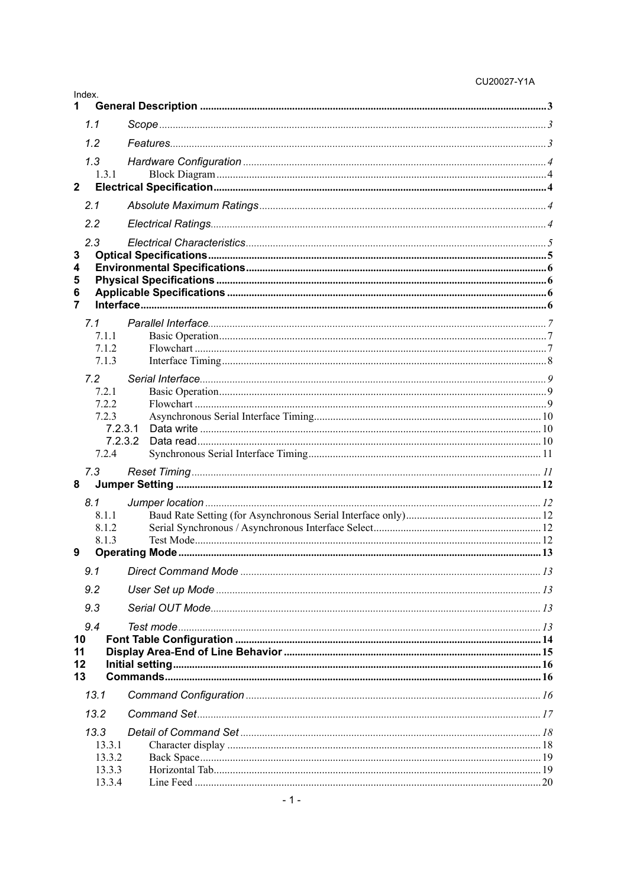Index.

1 **General Description** ........ 3

1.1 *Scope* ........ 3

1.2 *Features* ........ 3

1.3 *Hardware Configuration* ........ 4

1.3.1 Block Diagram ........ 4

2 **Electrical Specification** ........ 4

2.1 *Absolute Maximum Ratings* ........ 4

2.2 *Electrical Ratings* ........ 4

2.3 *Electrical Characteristics* ........ 5

3 **Optical Specifications** ........ 5

4 **Environmental Specifications** ........ 6

5 **Physical Specifications** ........ 6

6 **Applicable Specifications** ........ 6

7 **Interface** ........ 6

7.1 *Parallel Interface* ........ 7

7.1.1 Basic Operation ........ 7

7.1.2 Flowchart ........ 7

7.1.3 Interface Timing ........ 8

7.2 *Serial Interface* ........ 9

7.2.1 Basic Operation ........ 9

7.2.2 Flowchart ........ 9

7.2.3 Asynchronous Serial Interface Timing ........ 10

7.2.3.1 Data write ........ 10

7.2.3.2 Data read ........ 10

7.2.4 Synchronous Serial Interface Timing ........ 11

7.3 *Reset Timing* ........ 11

8 **Jumper Setting** ........ 12

8.1 *Jumper location* ........ 12

8.1.1 Baud Rate Setting (for Asynchronous Serial Interface only) ........ 12

8.1.2 Serial Synchronous / Asynchronous Interface Select ........ 12

8.1.3 Test Mode ........ 12

9 **Operating Mode** ........ 13

9.1 *Direct Command Mode* ........ 13

9.2 *User Set up Mode* ........ 13

9.3 *Serial OUT Mode* ........ 13

9.4 *Test mode* ........ 13

10 **Font Table Configuration** ........ 14

11 **Display Area-End of Line Behavior** ........ 15

12 **Initial setting** ........ 16

13 **Commands** ........ 16

13.1 *Command Configuration* ........ 16

13.2 *Command Set* ........ 17

13.3 *Detail of Command Set* ........ 18

13.3.1 Character display ........ 18

13.3.2 Back Space ........ 19

13.3.3 Horizontal Tab ........ 19

13.3.4 Line Feed ........ 20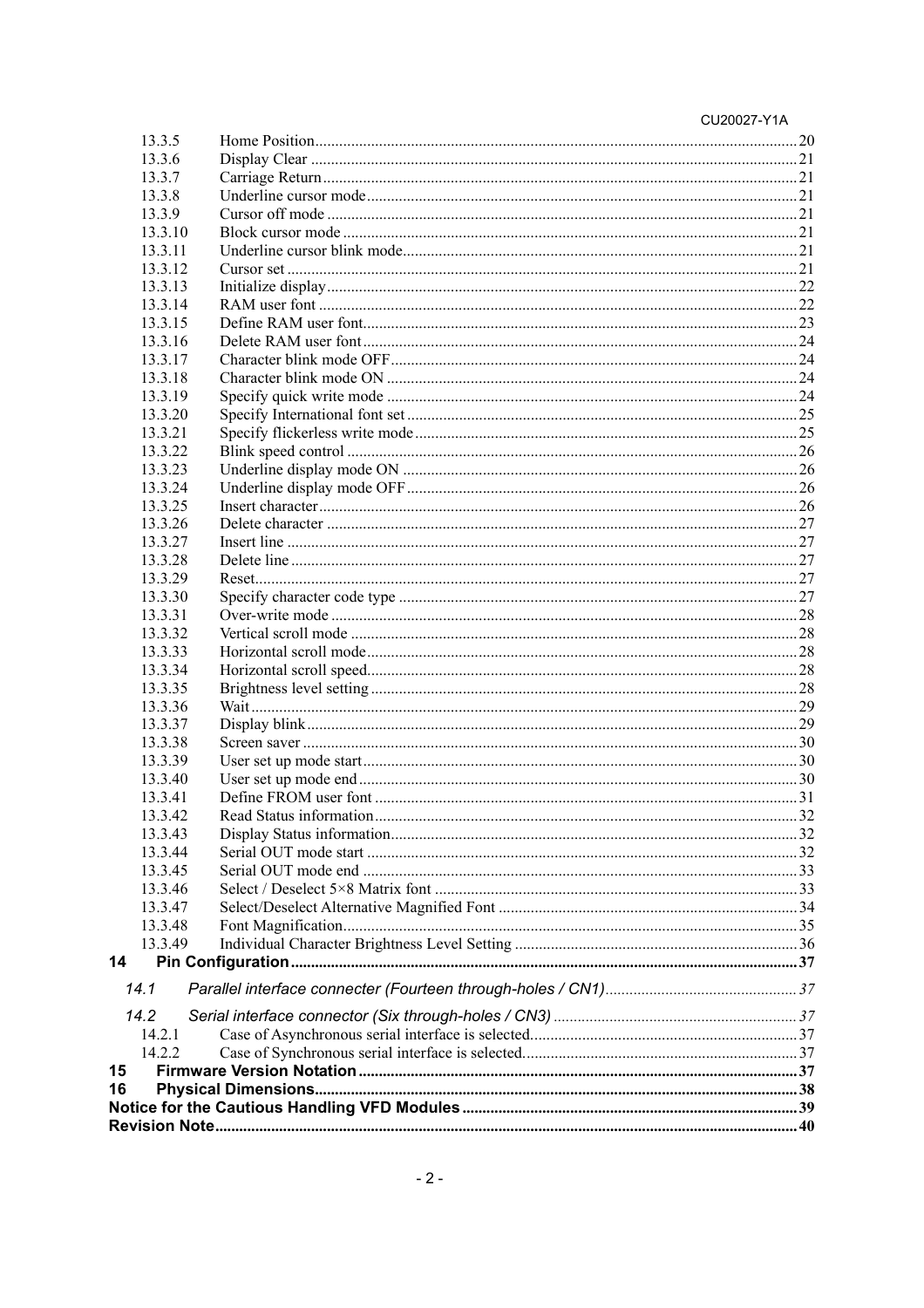13.3.5 Home Position ........ 20
13.3.6 Display Clear ........ 21
13.3.7 Carriage Return ........ 21
13.3.8 Underline cursor mode ........ 21
13.3.9 Cursor off mode ........ 21
13.3.10 Block cursor mode ........ 21
13.3.11 Underline cursor blink mode ........ 21
13.3.12 Cursor set ........ 21
13.3.13 Initialize display ........ 22
13.3.14 RAM user font ........ 22
13.3.15 Define RAM user font ........ 23
13.3.16 Delete RAM user font ........ 24
13.3.17 Character blink mode OFF ........ 24
13.3.18 Character blink mode ON ........ 24
13.3.19 Specify quick write mode ........ 24
13.3.20 Specify International font set ........ 25
13.3.21 Specify flickerless write mode ........ 25
13.3.22 Blink speed control ........ 26
13.3.23 Underline display mode ON ........ 26
13.3.24 Underline display mode OFF ........ 26
13.3.25 Insert character ........ 26
13.3.26 Delete character ........ 27
13.3.27 Insert line ........ 27
13.3.28 Delete line ........ 27
13.3.29 Reset ........ 27
13.3.30 Specify character code type ........ 27
13.3.31 Over-write mode ........ 28
13.3.32 Vertical scroll mode ........ 28
13.3.33 Horizontal scroll mode ........ 28
13.3.34 Horizontal scroll speed ........ 28
13.3.35 Brightness level setting ........ 28
13.3.36 Wait ........ 29
13.3.37 Display blink ........ 29
13.3.38 Screen saver ........ 30
13.3.39 User set up mode start ........ 30
13.3.40 User set up mode end ........ 30
13.3.41 Define FROM user font ........ 31
13.3.42 Read Status information ........ 32
13.3.43 Display Status information ........ 32
13.3.44 Serial OUT mode start ........ 32
13.3.45 Serial OUT mode end ........ 33
13.3.46 Select / Deselect 5×8 Matrix font ........ 33
13.3.47 Select/Deselect Alternative Magnified Font ........ 34
13.3.48 Font Magnification ........ 35
13.3.49 Individual Character Brightness Level Setting ........ 36

**14 Pin Configuration ........ 37**

*14.1 Parallel interface connecter (Fourteen through-holes / CN1) ........ 37*

*14.2 Serial interface connector (Six through-holes / CN3) ........ 37*

14.2.1 Case of Asynchronous serial interface is selected. ........ 37
14.2.2 Case of Synchronous serial interface is selected. ........ 37

**15 Firmware Version Notation ........ 37**

**16 Physical Dimensions ........ 38**

**Notice for the Cautious Handling VFD Modules ........ 39**

**Revision Note ........ 40**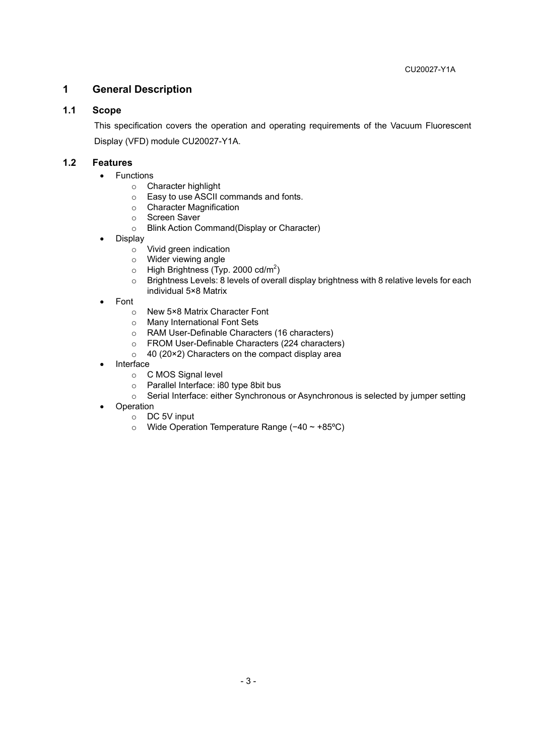# 1 General Description

## 1.1 Scope

This specification covers the operation and operating requirements of the Vacuum Fluorescent Display (VFD) module CU20027-Y1A.

## 1.2 Features

- Functions
  - Character highlight
  - Easy to use ASCII commands and fonts.
  - Character Magnification
  - Screen Saver
  - Blink Action Command(Display or Character)
- Display
  - Vivid green indication
  - Wider viewing angle
  - High Brightness (Typ. 2000 cd/$m^2$)
  - Brightness Levels: 8 levels of overall display brightness with 8 relative levels for each individual 5×8 Matrix
- Font
  - New 5×8 Matrix Character Font
  - Many International Font Sets
  - RAM User-Definable Characters (16 characters)
  - FROM User-Definable Characters (224 characters)
  - 40 (20×2) Characters on the compact display area
- Interface
  - C MOS Signal level
  - Parallel Interface: i80 type 8bit bus
  - Serial Interface: either Synchronous or Asynchronous is selected by jumper setting
- Operation
  - DC 5V input
  - Wide Operation Temperature Range (−40 ~ +85ºC)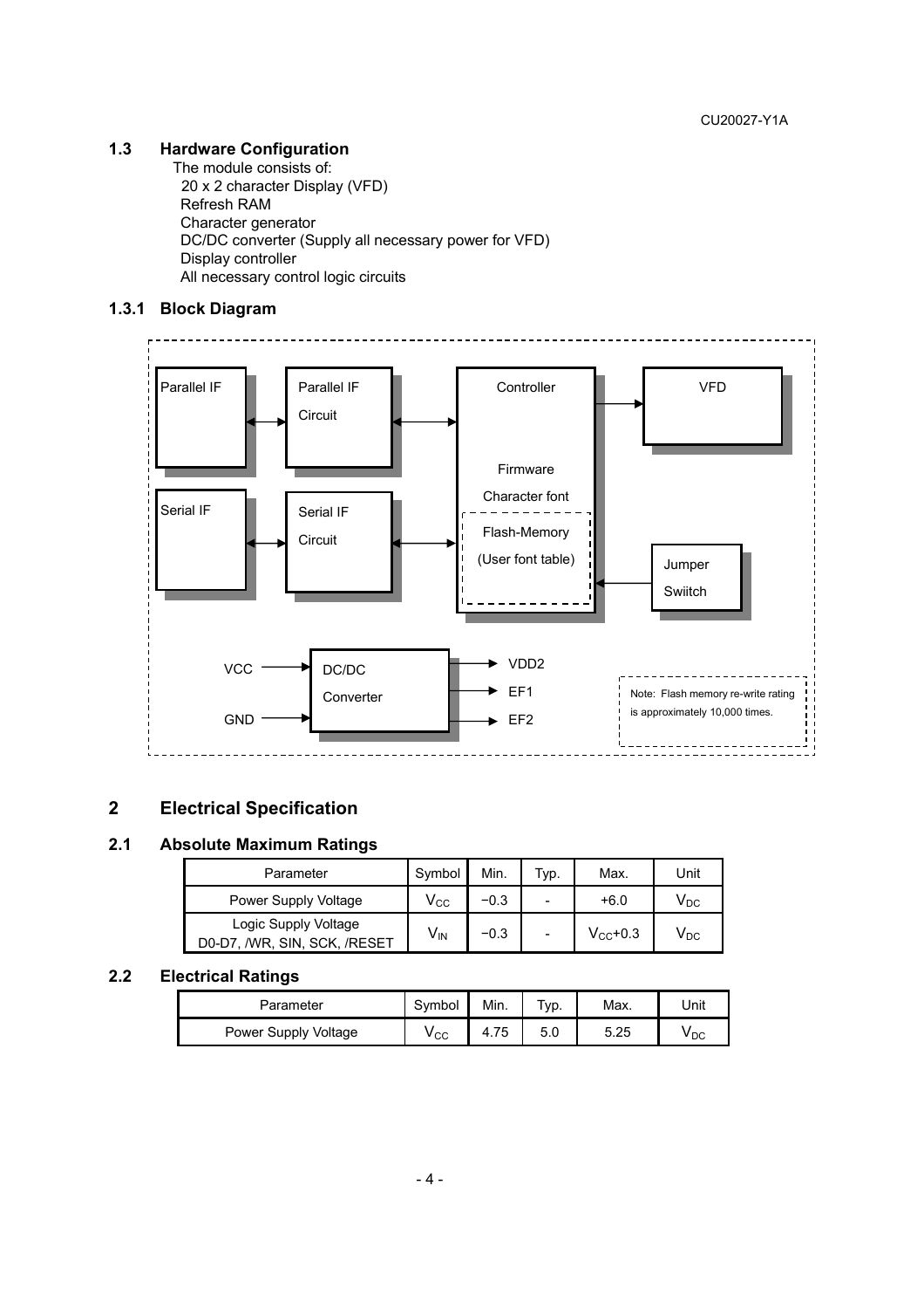### 1.3 Hardware Configuration

The module consists of:

20 x 2 character Display (VFD)
Refresh RAM
Character generator
DC/DC converter (Supply all necessary power for VFD)
Display controller
All necessary control logic circuits

### 1.3.1 Block Diagram

Parallel IF — Parallel IF Circuit — Controller — VFD

Serial IF — Serial IF Circuit — Controller

Controller: Firmware, Character font, Flash-Memory (User font table)

Jumper Swiitch → Controller

VCC, GND → DC/DC Converter → VDD2, EF1, EF2

Note: Flash memory re-write rating is approximately 10,000 times.

## 2 Electrical Specification

### 2.1 Absolute Maximum Ratings

| Parameter | Symbol | Min. | Typ. | Max. | Unit |
|---|---|---|---|---|---|
| Power Supply Voltage | $V_{CC}$ | −0.3 | - | +6.0 | $V_{DC}$ |
| Logic Supply Voltage D0-D7, /WR, SIN, SCK, /RESET | $V_{IN}$ | −0.3 | - | $V_{CC}$+0.3 | $V_{DC}$ |

### 2.2 Electrical Ratings

| Parameter | Symbol | Min. | Typ. | Max. | Unit |
|---|---|---|---|---|---|
| Power Supply Voltage | $V_{CC}$ | 4.75 | 5.0 | 5.25 | $V_{DC}$ |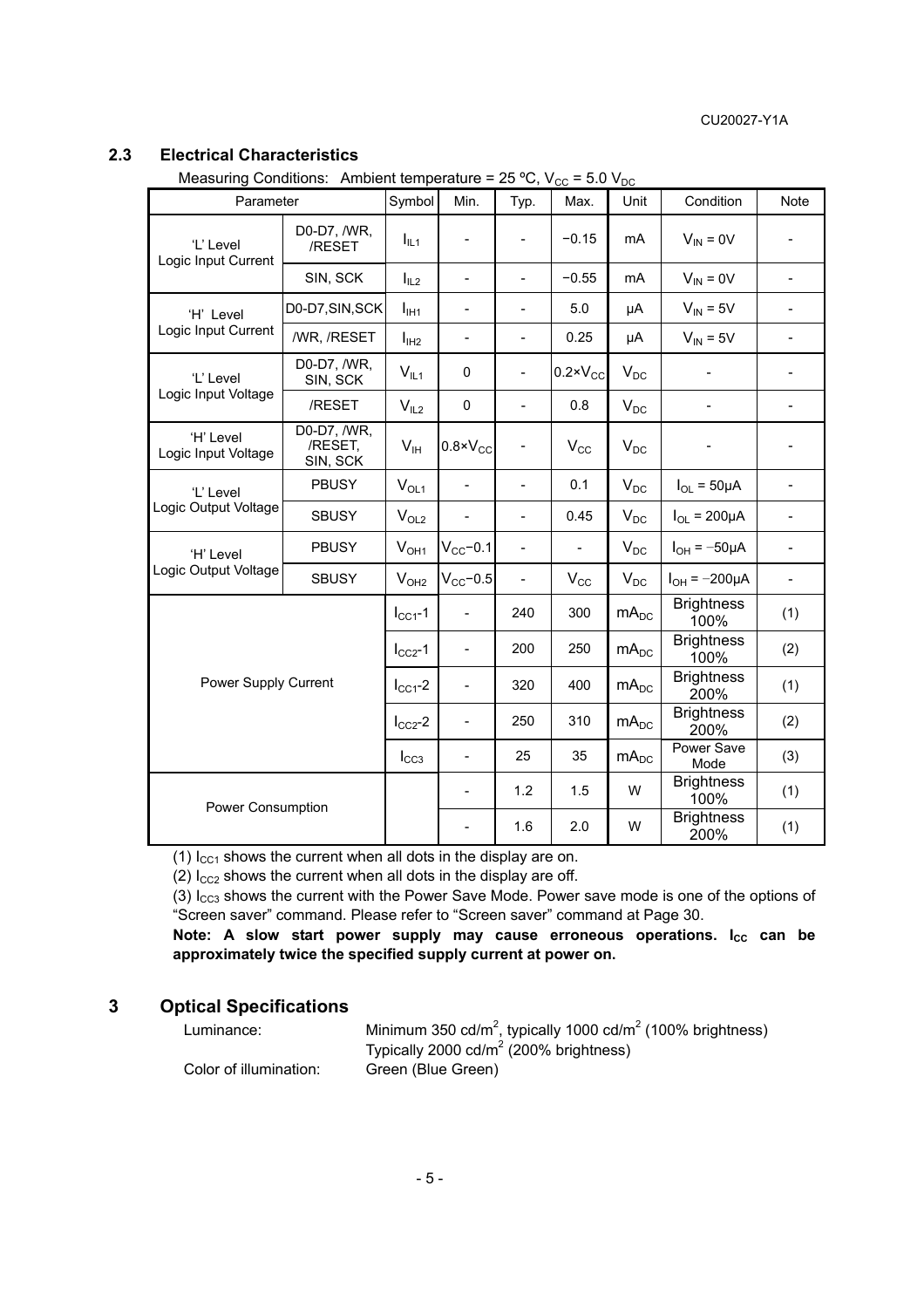## 2.3 Electrical Characteristics

Measuring Conditions: Ambient temperature = 25 ºC, $V_{CC}$ = 5.0 $V_{DC}$

| Parameter | | Symbol | Min. | Typ. | Max. | Unit | Condition | Note |
|---|---|---|---|---|---|---|---|---|
| 'L' Level Logic Input Current | D0-D7, /WR, /RESET | $I_{IL1}$ | - | - | −0.15 | mA | $V_{IN}$ = 0V | - |
| | SIN, SCK | $I_{IL2}$ | - | - | −0.55 | mA | $V_{IN}$ = 0V | - |
| 'H' Level Logic Input Current | D0-D7,SIN,SCK | $I_{IH1}$ | - | - | 5.0 | μA | $V_{IN}$ = 5V | - |
| | /WR, /RESET | $I_{IH2}$ | - | - | 0.25 | μA | $V_{IN}$ = 5V | - |
| 'L' Level Logic Input Voltage | D0-D7, /WR, SIN, SCK | $V_{IL1}$ | 0 | - | $0.2 \times V_{CC}$ | $V_{DC}$ | - | - |
| | /RESET | $V_{IL2}$ | 0 | - | 0.8 | $V_{DC}$ | - | - |
| 'H' Level Logic Input Voltage | D0-D7, /WR, /RESET, SIN, SCK | $V_{IH}$ | $0.8 \times V_{CC}$ | - | $V_{CC}$ | $V_{DC}$ | - | - |
| 'L' Level Logic Output Voltage | PBUSY | $V_{OL1}$ | - | - | 0.1 | $V_{DC}$ | $I_{OL}$ = 50μA | - |
| | SBUSY | $V_{OL2}$ | - | - | 0.45 | $V_{DC}$ | $I_{OL}$ = 200μA | - |
| 'H' Level Logic Output Voltage | PBUSY | $V_{OH1}$ | $V_{CC}-0.1$ | - | - | $V_{DC}$ | $I_{OH}$ = −50μA | - |
| | SBUSY | $V_{OH2}$ | $V_{CC}-0.5$ | - | $V_{CC}$ | $V_{DC}$ | $I_{OH}$ = −200μA | - |
| Power Supply Current | | $I_{CC1}$-1 | - | 240 | 300 | $mA_{DC}$ | Brightness 100% | (1) |
| | | $I_{CC2}$-1 | - | 200 | 250 | $mA_{DC}$ | Brightness 100% | (2) |
| | | $I_{CC1}$-2 | - | 320 | 400 | $mA_{DC}$ | Brightness 200% | (1) |
| | | $I_{CC2}$-2 | - | 250 | 310 | $mA_{DC}$ | Brightness 200% | (2) |
| | | $I_{CC3}$ | - | 25 | 35 | $mA_{DC}$ | Power Save Mode | (3) |
| Power Consumption | | | - | 1.2 | 1.5 | W | Brightness 100% | (1) |
| | | | - | 1.6 | 2.0 | W | Brightness 200% | (1) |

(1) $I_{CC1}$ shows the current when all dots in the display are on.

(2) $I_{CC2}$ shows the current when all dots in the display are off.

(3) $I_{CC3}$ shows the current with the Power Save Mode. Power save mode is one of the options of "Screen saver" command. Please refer to "Screen saver" command at Page 30.

**Note: A slow start power supply may cause erroneous operations. $I_{CC}$ can be approximately twice the specified supply current at power on.**

# 3 Optical Specifications

Luminance: Minimum 350 cd/m$^2$, typically 1000 cd/m$^2$ (100% brightness)
Typically 2000 cd/m$^2$ (200% brightness)

Color of illumination: Green (Blue Green)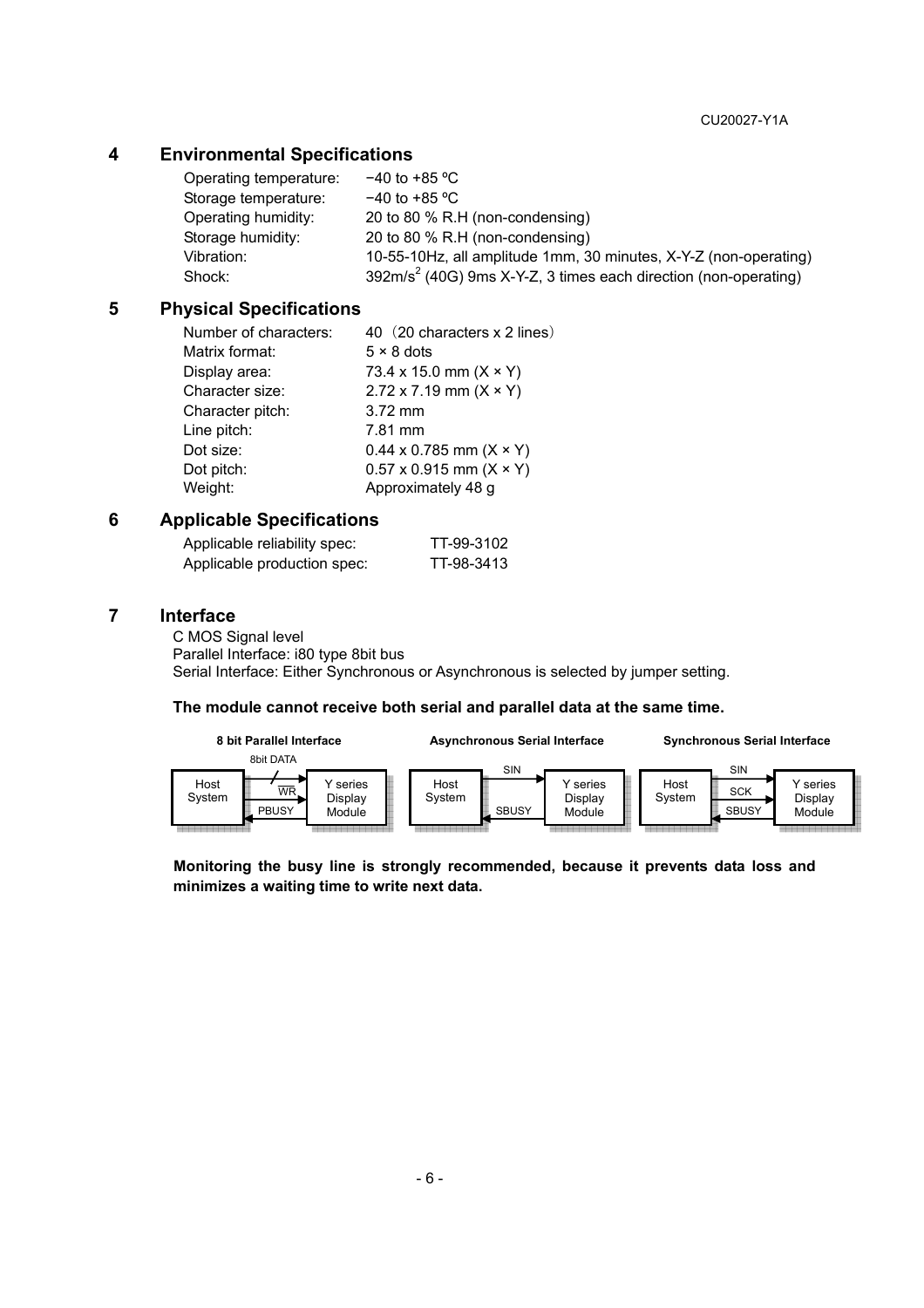## 4 Environmental Specifications

| | |
|---|---|
| Operating temperature: | −40 to +85 ºC |
| Storage temperature: | −40 to +85 ºC |
| Operating humidity: | 20 to 80 % R.H (non-condensing) |
| Storage humidity: | 20 to 80 % R.H (non-condensing) |
| Vibration: | 10-55-10Hz, all amplitude 1mm, 30 minutes, X-Y-Z (non-operating) |
| Shock: | 392m/s$^2$ (40G) 9ms X-Y-Z, 3 times each direction (non-operating) |

## 5 Physical Specifications

| | |
|---|---|
| Number of characters: | 40（20 characters x 2 lines） |
| Matrix format: | 5 × 8 dots |
| Display area: | 73.4 x 15.0 mm (X × Y) |
| Character size: | 2.72 x 7.19 mm (X × Y) |
| Character pitch: | 3.72 mm |
| Line pitch: | 7.81 mm |
| Dot size: | 0.44 x 0.785 mm (X × Y) |
| Dot pitch: | 0.57 x 0.915 mm (X × Y) |
| Weight: | Approximately 48 g |

## 6 Applicable Specifications

| | |
|---|---|
| Applicable reliability spec: | TT-99-3102 |
| Applicable production spec: | TT-98-3413 |

## 7 Interface

C MOS Signal level
Parallel Interface: i80 type 8bit bus
Serial Interface: Either Synchronous or Asynchronous is selected by jumper setting.

**The module cannot receive both serial and parallel data at the same time.**

**8 bit Parallel Interface**: Host System — 8bit DATA, WR → Y series Display Module; PBUSY ← Y series Display Module

**Asynchronous Serial Interface**: Host System — SIN → Y series Display Module; SBUSY ← Y series Display Module

**Synchronous Serial Interface**: Host System — SIN, SCK → Y series Display Module; SBUSY ← Y series Display Module

**Monitoring the busy line is strongly recommended, because it prevents data loss and minimizes a waiting time to write next data.**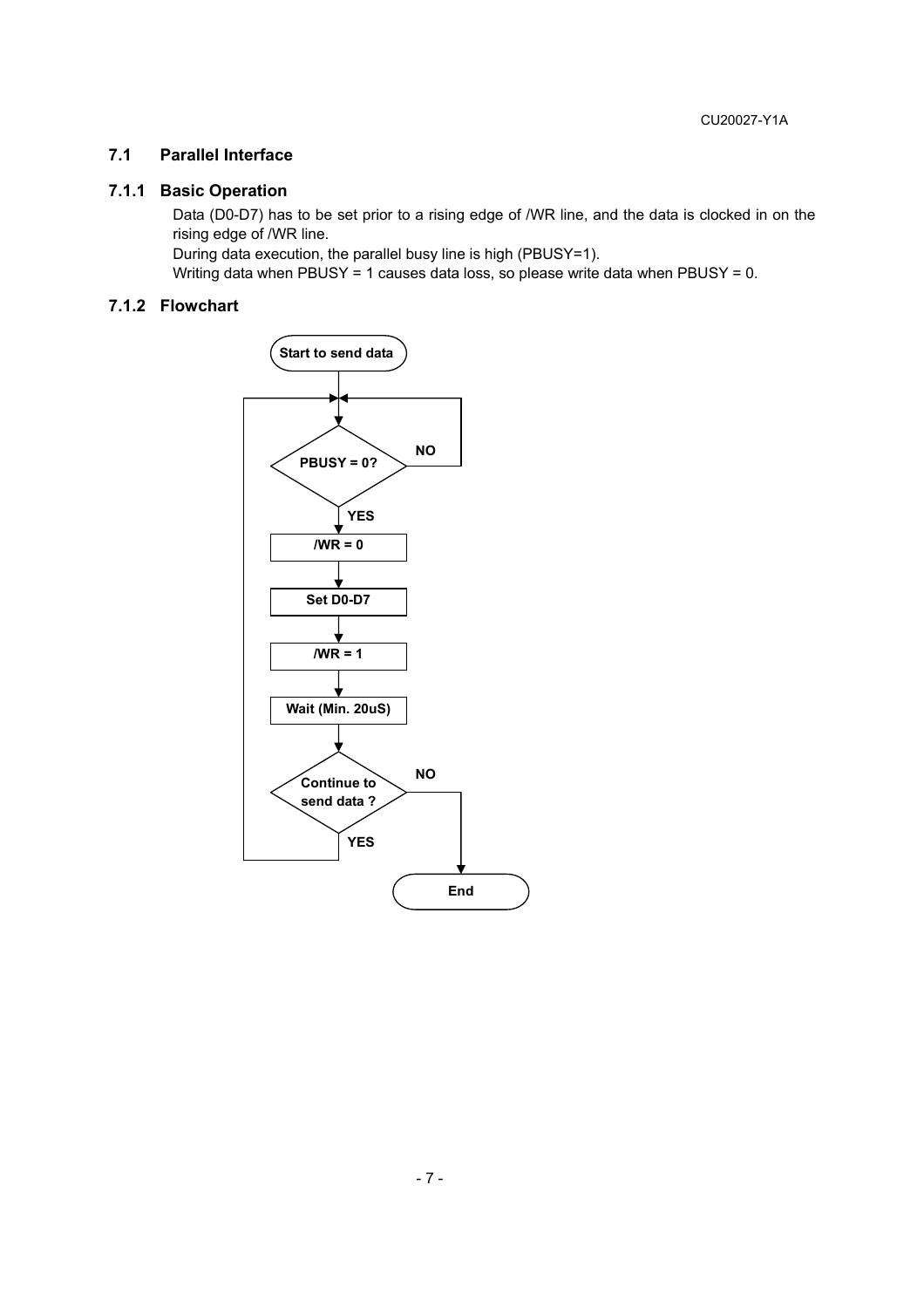## 7.1 Parallel Interface

### 7.1.1 Basic Operation

Data (D0-D7) has to be set prior to a rising edge of /WR line, and the data is clocked in on the rising edge of /WR line.
During data execution, the parallel busy line is high (PBUSY=1).
Writing data when PBUSY = 1 causes data loss, so please write data when PBUSY = 0.

### 7.1.2 Flowchart

```
Start to send data
        |
        v  <-----------------------------+
   PBUSY = 0? --NO--> (back to PBUSY = 0?)
        | YES                            |
        v                                |
     /WR = 0                             |
        |                                |
        v                                |
    Set D0-D7                            |
        |                                |
        v                                |
     /WR = 1                             |
        |                                |
        v                                |
  Wait (Min. 20uS)                       |
        |                                |
        v                                |
  Continue to send data ? --YES----------+
        | NO
        v
       End
```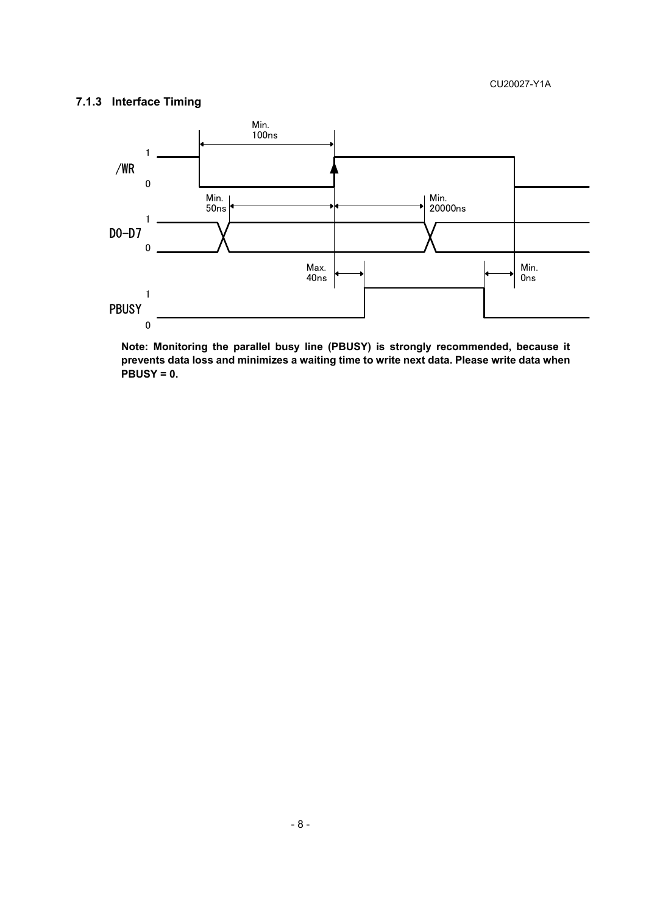### 7.1.3 Interface Timing

/WR

D0-D7

PBUSY

Min. 100ns

Min. 50ns

Min. 20000ns

Max. 40ns

Min. 0ns

**Note: Monitoring the parallel busy line (PBUSY) is strongly recommended, because it prevents data loss and minimizes a waiting time to write next data. Please write data when PBUSY = 0.**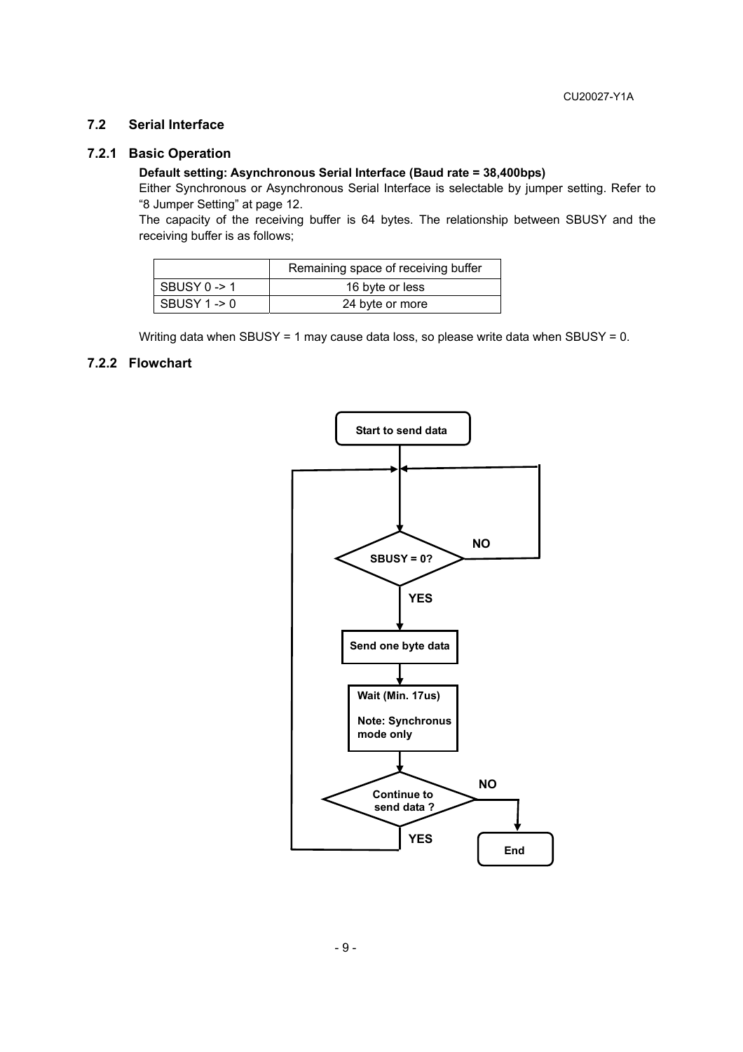## 7.2 Serial Interface

### 7.2.1 Basic Operation

**Default setting: Asynchronous Serial Interface (Baud rate = 38,400bps)**

Either Synchronous or Asynchronous Serial Interface is selectable by jumper setting. Refer to "8 Jumper Setting" at page 12.

The capacity of the receiving buffer is 64 bytes. The relationship between SBUSY and the receiving buffer is as follows;

| | Remaining space of receiving buffer |
|---|---|
| SBUSY 0 -> 1 | 16 byte or less |
| SBUSY 1 -> 0 | 24 byte or more |

Writing data when SBUSY = 1 may cause data loss, so please write data when SBUSY = 0.

### 7.2.2 Flowchart

Start to send data

SBUSY = 0?

NO

YES

Send one byte data

Wait (Min. 17us)

Note: Synchronus mode only

Continue to send data ?

NO

YES

End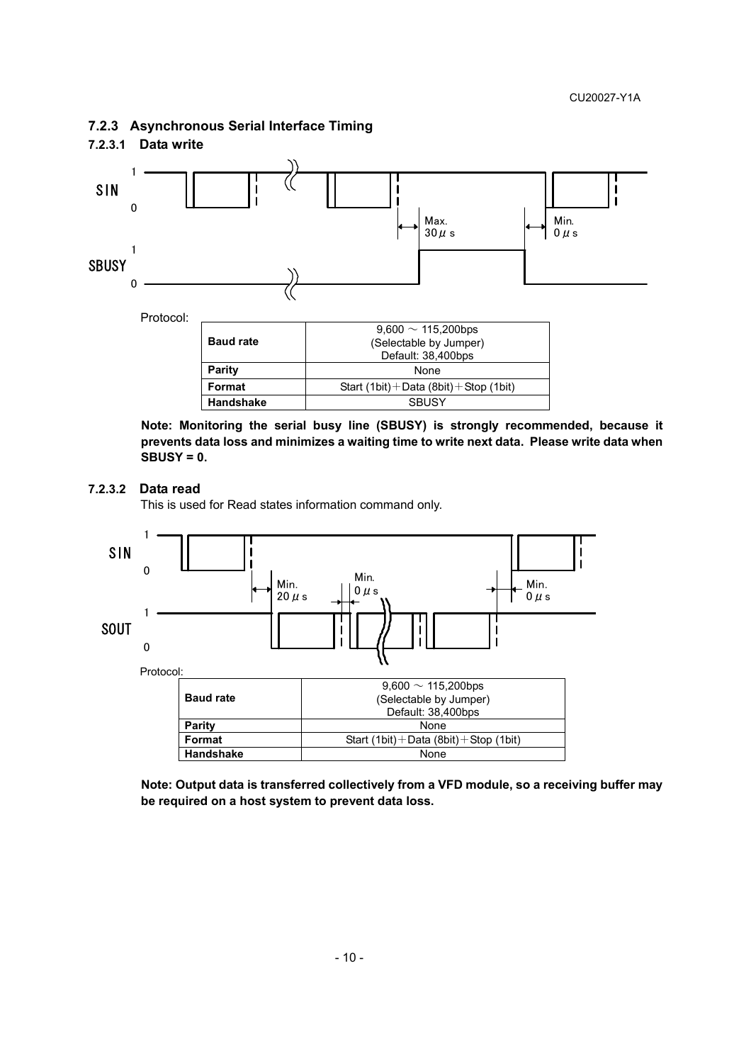### 7.2.3 Asynchronous Serial Interface Timing

#### 7.2.3.1 Data write

Protocol:

| Baud rate | 9,600 ～ 115,200bps (Selectable by Jumper) Default: 38,400bps |
|---|---|
| Parity | None |
| Format | Start (1bit)＋Data (8bit)＋Stop (1bit) |
| Handshake | SBUSY |

**Note: Monitoring the serial busy line (SBUSY) is strongly recommended, because it prevents data loss and minimizes a waiting time to write next data. Please write data when SBUSY = 0.**

#### 7.2.3.2 Data read

This is used for Read states information command only.

Protocol:

| Baud rate | 9,600 ～ 115,200bps (Selectable by Jumper) Default: 38,400bps |
|---|---|
| Parity | None |
| Format | Start (1bit)＋Data (8bit)＋Stop (1bit) |
| Handshake | None |

**Note: Output data is transferred collectively from a VFD module, so a receiving buffer may be required on a host system to prevent data loss.**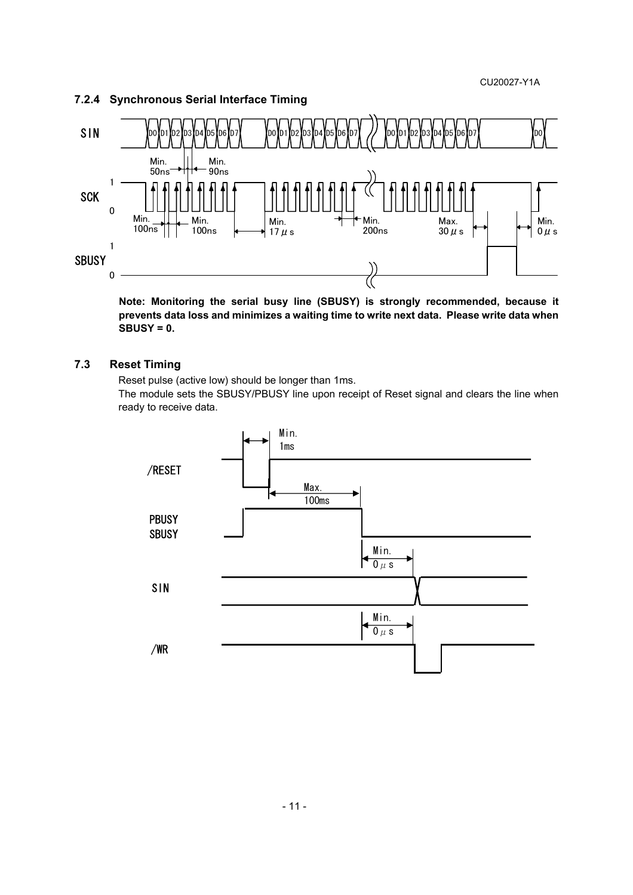### 7.2.4 Synchronous Serial Interface Timing

**Note: Monitoring the serial busy line (SBUSY) is strongly recommended, because it prevents data loss and minimizes a waiting time to write next data. Please write data when SBUSY = 0.**

### 7.3 Reset Timing

Reset pulse (active low) should be longer than 1ms.

The module sets the SBUSY/PBUSY line upon receipt of Reset signal and clears the line when ready to receive data.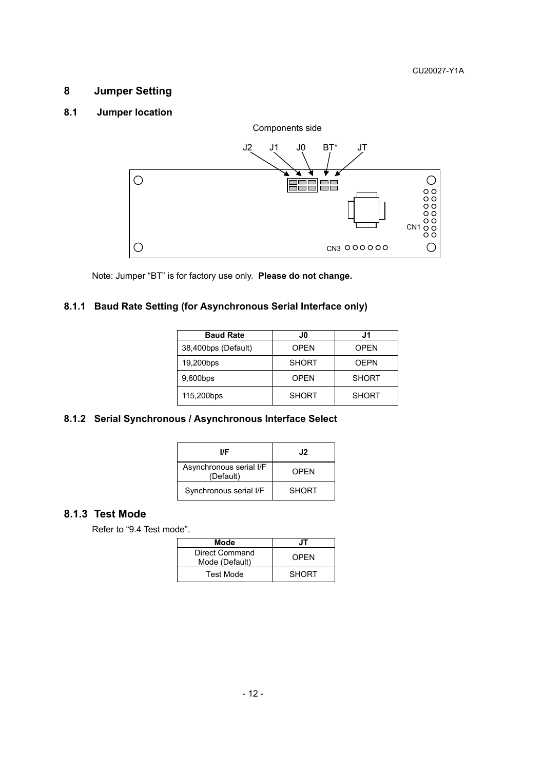# 8 Jumper Setting

## 8.1 Jumper location

Components side

J2 J1 J0 BT* JT

CN1

CN3

Note: Jumper "BT" is for factory use only. **Please do not change.**

### 8.1.1 Baud Rate Setting (for Asynchronous Serial Interface only)

| Baud Rate | J0 | J1 |
|---|---|---|
| 38,400bps (Default) | OPEN | OPEN |
| 19,200bps | SHORT | OEPN |
| 9,600bps | OPEN | SHORT |
| 115,200bps | SHORT | SHORT |

### 8.1.2 Serial Synchronous / Asynchronous Interface Select

| I/F | J2 |
|---|---|
| Asynchronous serial I/F (Default) | OPEN |
| Synchronous serial I/F | SHORT |

### 8.1.3 Test Mode

Refer to "9.4 Test mode".

| Mode | JT |
|---|---|
| Direct Command Mode (Default) | OPEN |
| Test Mode | SHORT |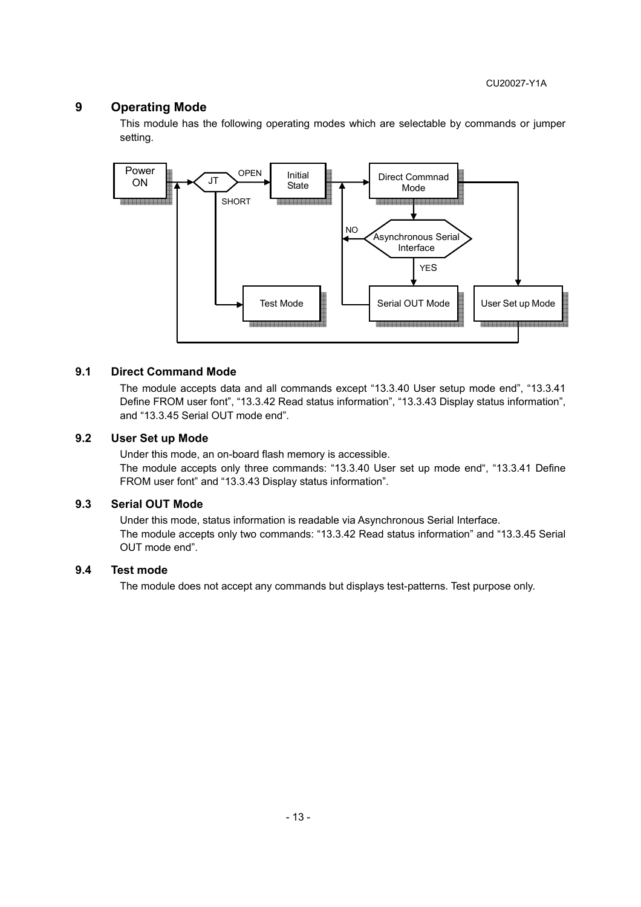# 9 Operating Mode

This module has the following operating modes which are selectable by commands or jumper setting.

Power ON → JT → OPEN → Initial State → Direct Commnad Mode

JT → SHORT → Test Mode

Direct Commnad Mode → Asynchronous Serial Interface → YES → Serial OUT Mode; NO → Initial State

Direct Commnad Mode → User Set up Mode

## 9.1 Direct Command Mode

The module accepts data and all commands except “13.3.40 User setup mode end”, “13.3.41 Define FROM user font”, “13.3.42 Read status information”, “13.3.43 Display status information”, and “13.3.45 Serial OUT mode end”.

## 9.2 User Set up Mode

Under this mode, an on-board flash memory is accessible.
The module accepts only three commands: “13.3.40 User set up mode end“, “13.3.41 Define FROM user font” and “13.3.43 Display status information”.

## 9.3 Serial OUT Mode

Under this mode, status information is readable via Asynchronous Serial Interface.
The module accepts only two commands: “13.3.42 Read status information” and “13.3.45 Serial OUT mode end”.

## 9.4 Test mode

The module does not accept any commands but displays test-patterns. Test purpose only.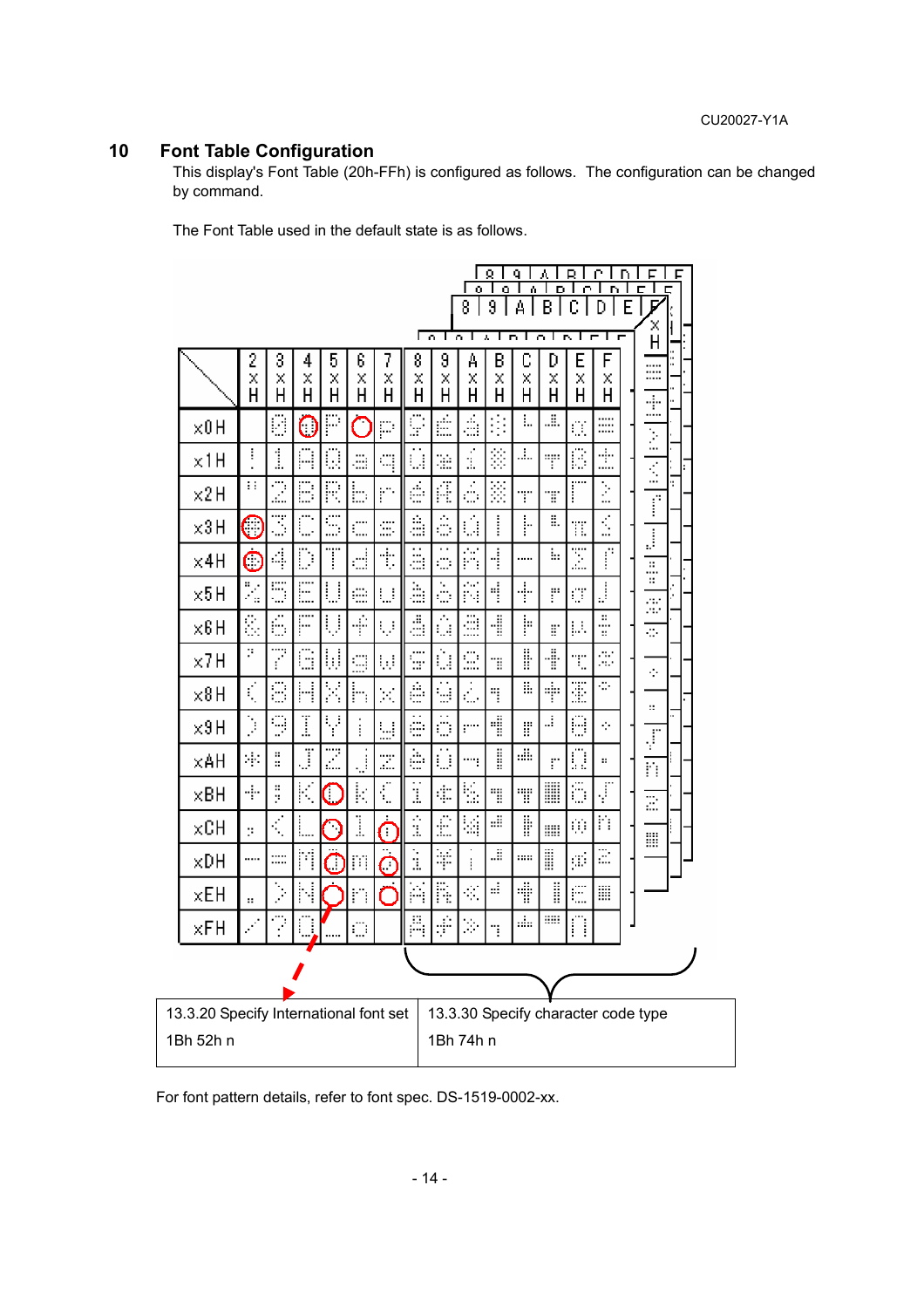## 10 Font Table Configuration

This display's Font Table (20h-FFh) is configured as follows. The configuration can be changed by command.

The Font Table used in the default state is as follows.

| 13.3.20 Specify International font set | 13.3.30 Specify character code type |
| --- | --- |
| 1Bh 52h n | 1Bh 74h n |

For font pattern details, refer to font spec. DS-1519-0002-xx.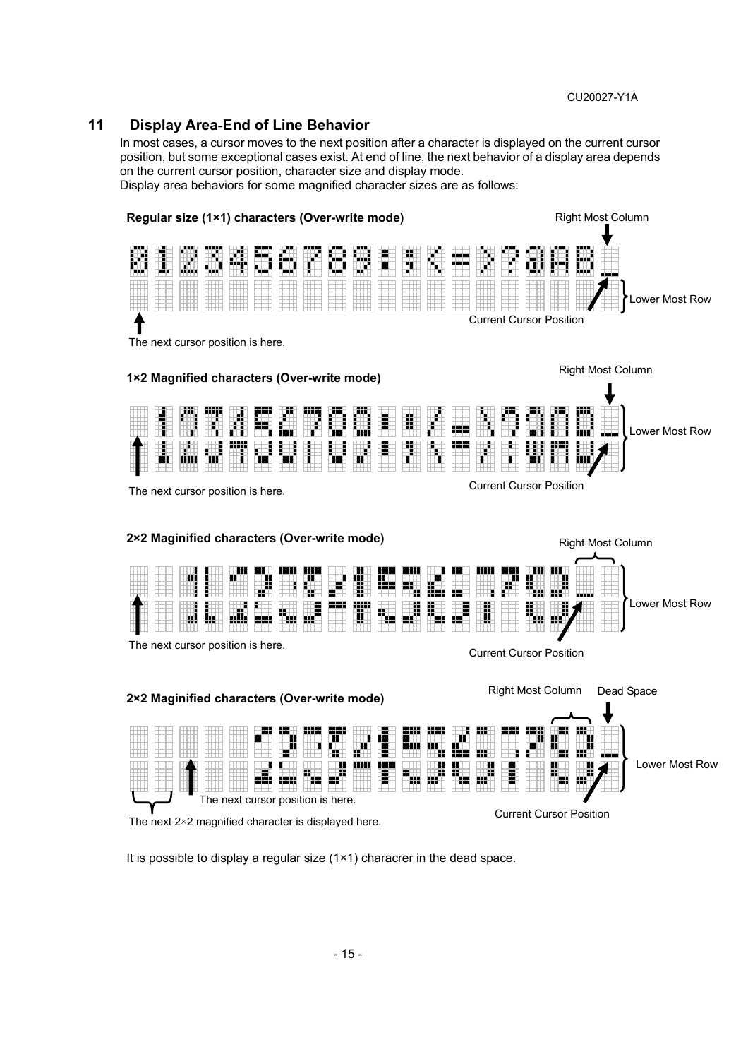## 11 Display Area-End of Line Behavior

In most cases, a cursor moves to the next position after a character is displayed on the current cursor position, but some exceptional cases exist. At end of line, the next behavior of a display area depends on the current cursor position, character size and display mode.
Display area behaviors for some magnified character sizes are as follows:

**Regular size (1×1) characters (Over-write mode)**

Right Most Column

Lower Most Row

Current Cursor Position

The next cursor position is here.

**1×2 Magnified characters (Over-write mode)**

Right Most Column

Lower Most Row

The next cursor position is here.

Current Cursor Position

**2×2 Maginified characters (Over-write mode)**

Right Most Column

Lower Most Row

The next cursor position is here.

Current Cursor Position

**2×2 Maginified characters (Over-write mode)**

Right Most Column

Dead Space

Lower Most Row

The next cursor position is here.

The next 2×2 magnified character is displayed here.

Current Cursor Position

It is possible to display a regular size (1×1) characrer in the dead space.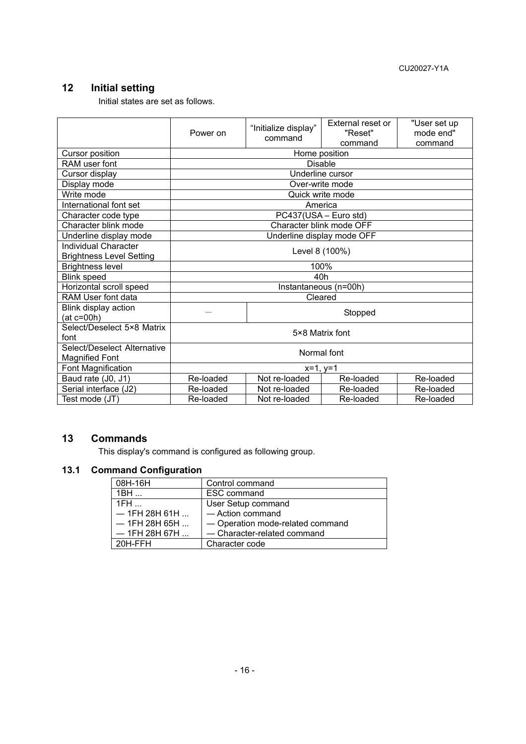## 12 Initial setting

Initial states are set as follows.

| | Power on | "Initialize display" command | External reset or "Reset" command | "User set up mode end" command |
|---|---|---|---|---|
| Cursor position | Home position | | | |
| RAM user font | Disable | | | |
| Cursor display | Underline cursor | | | |
| Display mode | Over-write mode | | | |
| Write mode | Quick write mode | | | |
| International font set | America | | | |
| Character code type | PC437(USA – Euro std) | | | |
| Character blink mode | Character blink mode OFF | | | |
| Underline display mode | Underline display mode OFF | | | |
| Individual Character Brightness Level Setting | Level 8 (100%) | | | |
| Brightness level | 100% | | | |
| Blink speed | 40h | | | |
| Horizontal scroll speed | Instantaneous (n=00h) | | | |
| RAM User font data | Cleared | | | |
| Blink display action (at c=00h) | — | Stopped | | |
| Select/Deselect 5×8 Matrix font | 5×8 Matrix font | | | |
| Select/Deselect Alternative Magnified Font | Normal font | | | |
| Font Magnification | x=1, y=1 | | | |
| Baud rate (J0, J1) | Re-loaded | Not re-loaded | Re-loaded | Re-loaded |
| Serial interface (J2) | Re-loaded | Not re-loaded | Re-loaded | Re-loaded |
| Test mode (JT) | Re-loaded | Not re-loaded | Re-loaded | Re-loaded |

## 13 Commands

This display's command is configured as following group.

### 13.1 Command Configuration

| | |
|---|---|
| 08H-16H | Control command |
| 1BH ... | ESC command |
| 1FH ...<br>— 1FH 28H 61H ...<br>— 1FH 28H 65H ...<br>— 1FH 28H 67H ... | User Setup command<br>— Action command<br>— Operation mode-related command<br>— Character-related command |
| 20H-FFH | Character code |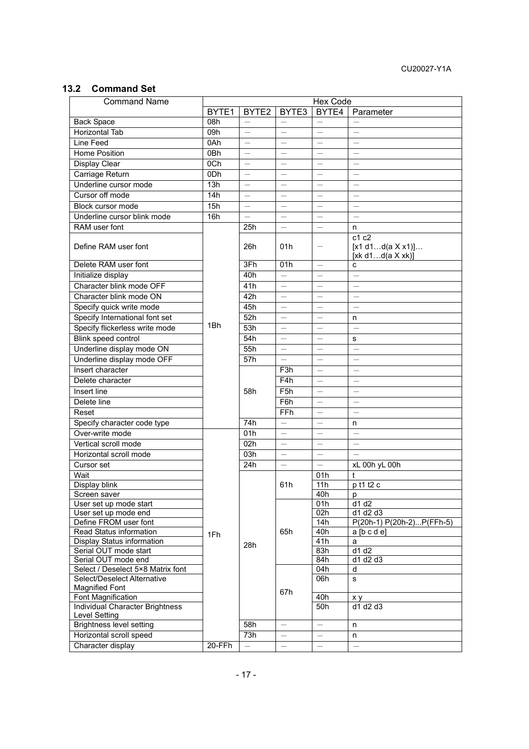## 13.2 Command Set

| Command Name | Hex Code | | | | |
|---|---|---|---|---|---|
| | BYTE1 | BYTE2 | BYTE3 | BYTE4 | Parameter |
| Back Space | 08h | — | — | — | — |
| Horizontal Tab | 09h | — | — | — | — |
| Line Feed | 0Ah | — | — | — | — |
| Home Position | 0Bh | — | — | — | — |
| Display Clear | 0Ch | — | — | — | — |
| Carriage Return | 0Dh | — | — | — | — |
| Underline cursor mode | 13h | — | — | — | — |
| Cursor off mode | 14h | — | — | — | — |
| Block cursor mode | 15h | — | — | — | — |
| Underline cursor blink mode | 16h | — | — | — | — |
| RAM user font | 1Bh | 25h | — | — | n |
| Define RAM user font | 1Bh | 26h | 01h | — | c1 c2 [x1 d1…d(a X x1)]… [xk d1…d(a X xk)] |
| Delete RAM user font | 1Bh | 3Fh | 01h | — | c |
| Initialize display | 1Bh | 40h | — | — | — |
| Character blink mode OFF | 1Bh | 41h | — | — | — |
| Character blink mode ON | 1Bh | 42h | — | — | — |
| Specify quick write mode | 1Bh | 45h | — | — | — |
| Specify International font set | 1Bh | 52h | — | — | n |
| Specify flickerless write mode | 1Bh | 53h | — | — | — |
| Blink speed control | 1Bh | 54h | — | — | s |
| Underline display mode ON | 1Bh | 55h | — | — | — |
| Underline display mode OFF | 1Bh | 57h | — | — | — |
| Insert character | 1Bh | 58h | F3h | — | — |
| Delete character | 1Bh | 58h | F4h | — | — |
| Insert line | 1Bh | 58h | F5h | — | — |
| Delete line | 1Bh | 58h | F6h | — | — |
| Reset | 1Bh | 58h | FFh | — | — |
| Specify character code type | 1Bh | 74h | — | — | n |
| Over-write mode | 1Fh | 01h | — | — | — |
| Vertical scroll mode | 1Fh | 02h | — | — | — |
| Horizontal scroll mode | 1Fh | 03h | — | — | — |
| Cursor set | 1Fh | 24h | — | — | xL 00h yL 00h |
| Wait | 1Fh | 28h | 61h | 01h | t |
| Display blink | 1Fh | 28h | 61h | 11h | p t1 t2 c |
| Screen saver | 1Fh | 28h | 61h | 40h | p |
| User set up mode start | 1Fh | 28h | 65h | 01h | d1 d2 |
| User set up mode end | 1Fh | 28h | 65h | 02h | d1 d2 d3 |
| Define FROM user font | 1Fh | 28h | 65h | 14h | P(20h-1) P(20h-2)...P(FFh-5) |
| Read Status information | 1Fh | 28h | 65h | 40h | a [b c d e] |
| Display Status information | 1Fh | 28h | 65h | 41h | a |
| Serial OUT mode start | 1Fh | 28h | 65h | 83h | d1 d2 |
| Serial OUT mode end | 1Fh | 28h | 65h | 84h | d1 d2 d3 |
| Select / Deselect 5×8 Matrix font | 1Fh | 28h | 67h | 04h | d |
| Select/Deselect Alternative Magnified Font | 1Fh | 28h | 67h | 06h | s |
| Font Magnification | 1Fh | 28h | 67h | 40h | x y |
| Individual Character Brightness Level Setting | 1Fh | 28h | 67h | 50h | d1 d2 d3 |
| Brightness level setting | 1Fh | 58h | — | — | n |
| Horizontal scroll speed | 1Fh | 73h | — | — | n |
| Character display | 20-FFh | — | — | — | — |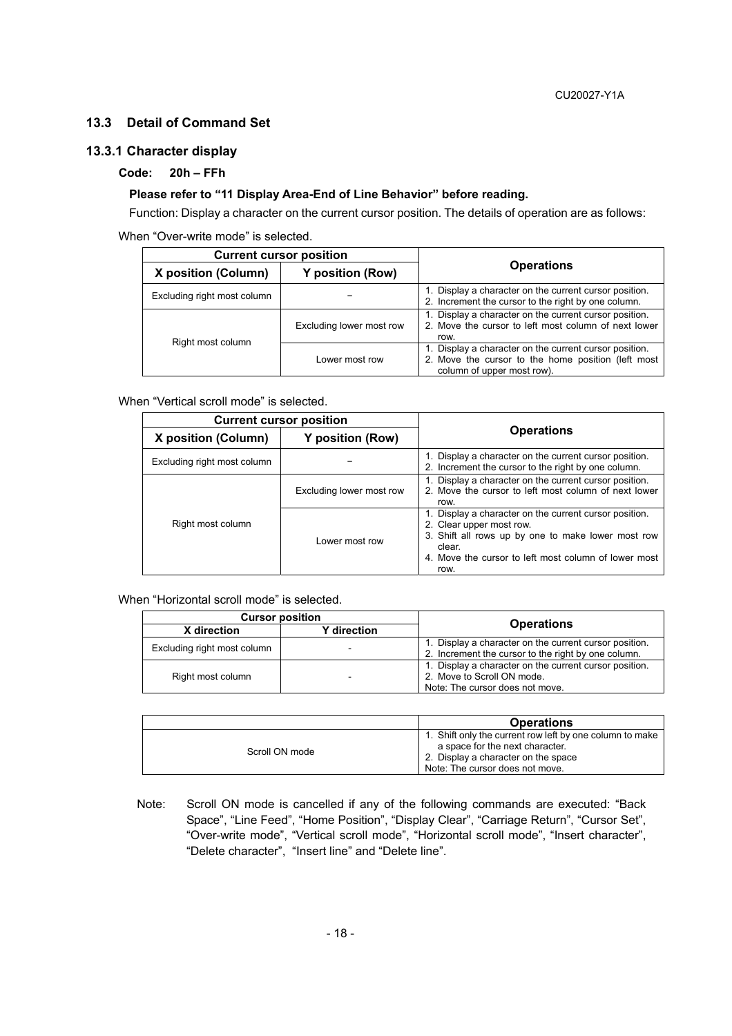## 13.3 Detail of Command Set

### 13.3.1 Character display

**Code: 20h – FFh**

**Please refer to "11 Display Area-End of Line Behavior" before reading.**

Function: Display a character on the current cursor position. The details of operation are as follows:

When "Over-write mode" is selected.

| Current cursor position | | Operations |
|---|---|---|
| X position (Column) | Y position (Row) | |
| Excluding right most column | – | 1. Display a character on the current cursor position.<br>2. Increment the cursor to the right by one column. |
| Right most column | Excluding lower most row | 1. Display a character on the current cursor position.<br>2. Move the cursor to left most column of next lower row. |
| | Lower most row | 1. Display a character on the current cursor position.<br>2. Move the cursor to the home position (left most column of upper most row). |

When "Vertical scroll mode" is selected.

| Current cursor position | | Operations |
|---|---|---|
| X position (Column) | Y position (Row) | |
| Excluding right most column | – | 1. Display a character on the current cursor position.<br>2. Increment the cursor to the right by one column. |
| Right most column | Excluding lower most row | 1. Display a character on the current cursor position.<br>2. Move the cursor to left most column of next lower row. |
| | Lower most row | 1. Display a character on the current cursor position.<br>2. Clear upper most row.<br>3. Shift all rows up by one to make lower most row clear.<br>4. Move the cursor to left most column of lower most row. |

When "Horizontal scroll mode" is selected.

| Cursor position | | Operations |
|---|---|---|
| X direction | Y direction | |
| Excluding right most column | - | 1. Display a character on the current cursor position.<br>2. Increment the cursor to the right by one column. |
| Right most column | - | 1. Display a character on the current cursor position.<br>2. Move to Scroll ON mode.<br>Note: The cursor does not move. |

| | Operations |
|---|---|
| Scroll ON mode | 1. Shift only the current row left by one column to make a space for the next character.<br>2. Display a character on the space<br>Note: The cursor does not move. |

Note: Scroll ON mode is cancelled if any of the following commands are executed: "Back Space", "Line Feed", "Home Position", "Display Clear", "Carriage Return", "Cursor Set", "Over-write mode", "Vertical scroll mode", "Horizontal scroll mode", "Insert character", "Delete character", "Insert line" and "Delete line".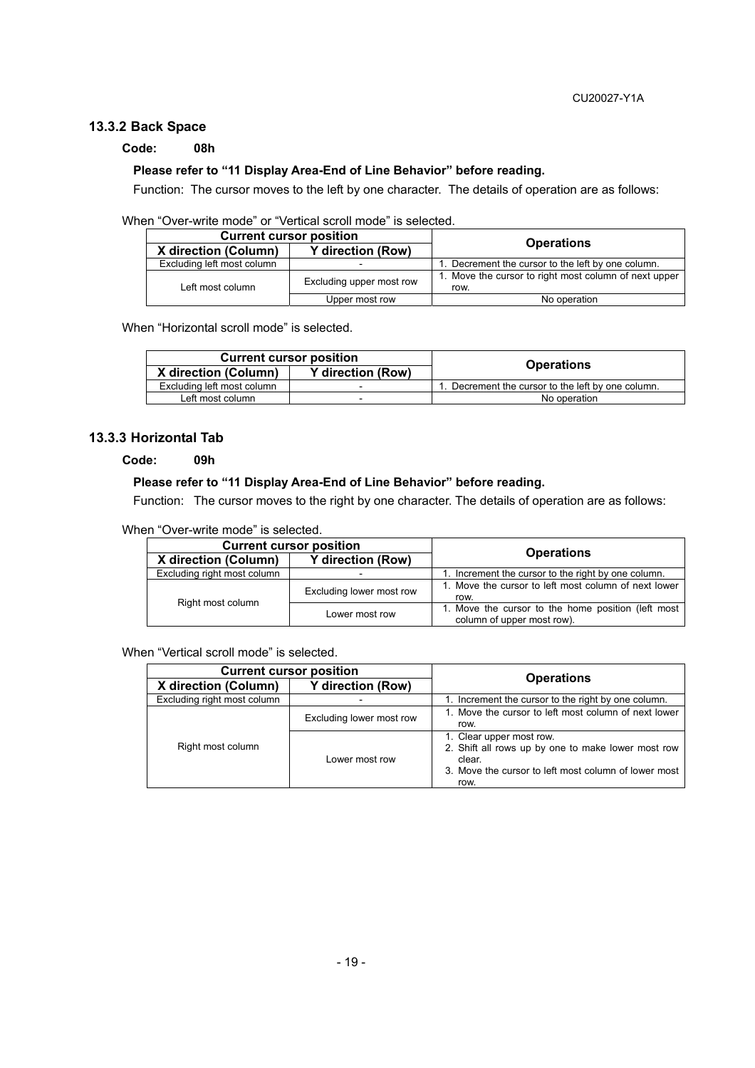### 13.3.2 Back Space

**Code: 08h**

**Please refer to "11 Display Area-End of Line Behavior" before reading.**

Function: The cursor moves to the left by one character. The details of operation are as follows:

When "Over-write mode" or "Vertical scroll mode" is selected.

| Current cursor position | | Operations |
|---|---|---|
| X direction (Column) | Y direction (Row) | |
| Excluding left most column | - | 1. Decrement the cursor to the left by one column. |
| Left most column | Excluding upper most row | 1. Move the cursor to right most column of next upper row. |
| | Upper most row | No operation |

When "Horizontal scroll mode" is selected.

| Current cursor position | | Operations |
|---|---|---|
| X direction (Column) | Y direction (Row) | |
| Excluding left most column | - | 1. Decrement the cursor to the left by one column. |
| Left most column | - | No operation |

### 13.3.3 Horizontal Tab

**Code: 09h**

**Please refer to "11 Display Area-End of Line Behavior" before reading.**

Function: The cursor moves to the right by one character. The details of operation are as follows:

When "Over-write mode" is selected.

| Current cursor position | | Operations |
|---|---|---|
| X direction (Column) | Y direction (Row) | |
| Excluding right most column | - | 1. Increment the cursor to the right by one column. |
| Right most column | Excluding lower most row | 1. Move the cursor to left most column of next lower row. |
| | Lower most row | 1. Move the cursor to the home position (left most column of upper most row). |

When "Vertical scroll mode" is selected.

| Current cursor position | | Operations |
|---|---|---|
| X direction (Column) | Y direction (Row) | |
| Excluding right most column | - | 1. Increment the cursor to the right by one column. |
| Right most column | Excluding lower most row | 1. Move the cursor to left most column of next lower row. |
| | Lower most row | 1. Clear upper most row.<br>2. Shift all rows up by one to make lower most row clear.<br>3. Move the cursor to left most column of lower most row. |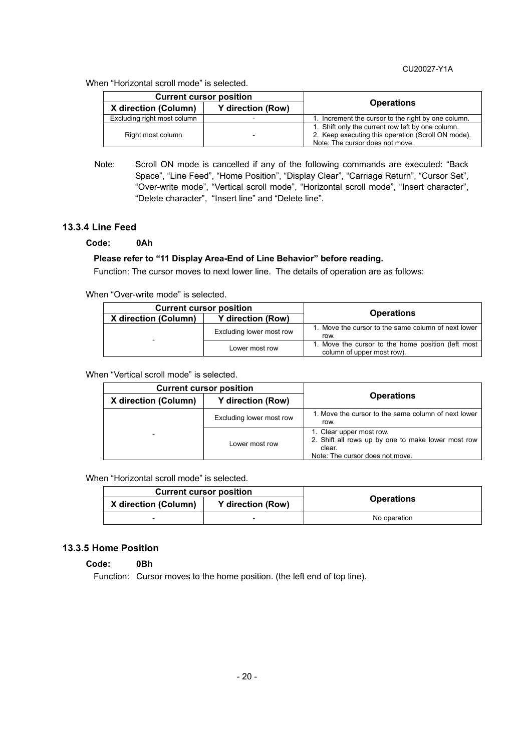When "Horizontal scroll mode" is selected.

| Current cursor position | | Operations |
|---|---|---|
| X direction (Column) | Y direction (Row) | |
| Excluding right most column | - | 1. Increment the cursor to the right by one column. |
| Right most column | - | 1. Shift only the current row left by one column.<br>2. Keep executing this operation (Scroll ON mode).<br>Note: The cursor does not move. |

Note: Scroll ON mode is cancelled if any of the following commands are executed: "Back Space", "Line Feed", "Home Position", "Display Clear", "Carriage Return", "Cursor Set", "Over-write mode", "Vertical scroll mode", "Horizontal scroll mode", "Insert character", "Delete character", "Insert line" and "Delete line".

### 13.3.4 Line Feed

**Code: 0Ah**

**Please refer to "11 Display Area-End of Line Behavior" before reading.**

Function: The cursor moves to next lower line. The details of operation are as follows:

When "Over-write mode" is selected.

| Current cursor position | | Operations |
|---|---|---|
| X direction (Column) | Y direction (Row) | |
| - | Excluding lower most row | 1. Move the cursor to the same column of next lower row. |
| | Lower most row | 1. Move the cursor to the home position (left most column of upper most row). |

When "Vertical scroll mode" is selected.

| Current cursor position | | Operations |
|---|---|---|
| X direction (Column) | Y direction (Row) | |
| - | Excluding lower most row | 1. Move the cursor to the same column of next lower row. |
| | Lower most row | 1. Clear upper most row.<br>2. Shift all rows up by one to make lower most row clear.<br>Note: The cursor does not move. |

When "Horizontal scroll mode" is selected.

| Current cursor position | | Operations |
|---|---|---|
| X direction (Column) | Y direction (Row) | |
| - | - | No operation |

### 13.3.5 Home Position

**Code: 0Bh**

Function: Cursor moves to the home position. (the left end of top line).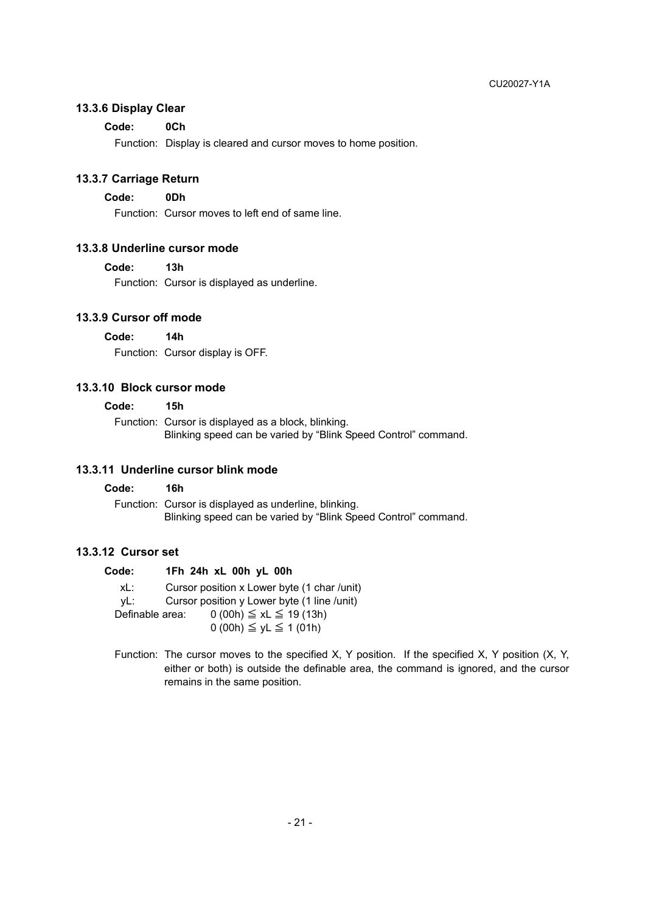### 13.3.6 Display Clear

**Code: 0Ch**

Function: Display is cleared and cursor moves to home position.

### 13.3.7 Carriage Return

**Code: 0Dh**

Function: Cursor moves to left end of same line.

### 13.3.8 Underline cursor mode

**Code: 13h**

Function: Cursor is displayed as underline.

### 13.3.9 Cursor off mode

**Code: 14h**

Function: Cursor display is OFF.

### 13.3.10 Block cursor mode

**Code: 15h**

Function: Cursor is displayed as a block, blinking.
Blinking speed can be varied by "Blink Speed Control" command.

### 13.3.11 Underline cursor blink mode

**Code: 16h**

Function: Cursor is displayed as underline, blinking.
Blinking speed can be varied by "Blink Speed Control" command.

### 13.3.12 Cursor set

**Code: 1Fh 24h xL 00h yL 00h**

xL: Cursor position x Lower byte (1 char /unit)
yL: Cursor position y Lower byte (1 line /unit)
Definable area: 0 (00h) ≦ xL ≦ 19 (13h)
0 (00h) ≦ yL ≦ 1 (01h)

Function: The cursor moves to the specified X, Y position. If the specified X, Y position (X, Y, either or both) is outside the definable area, the command is ignored, and the cursor remains in the same position.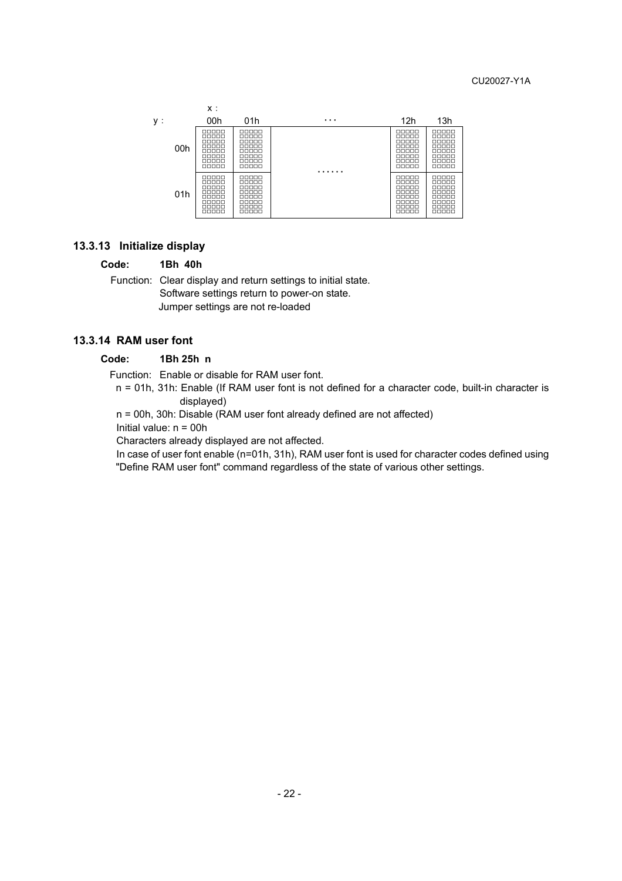| y : | x : 00h | 01h | ・・・ | 12h | 13h |
|---|---|---|---|---|---|
| 00h | | | ・・・・・・ | | |
| 01h | | | | | |

### 13.3.13 Initialize display

**Code: 1Bh 40h**

Function: Clear display and return settings to initial state.
Software settings return to power-on state.
Jumper settings are not re-loaded

### 13.3.14 RAM user font

**Code: 1Bh 25h n**

Function: Enable or disable for RAM user font.

n = 01h, 31h: Enable (If RAM user font is not defined for a character code, built-in character is displayed)

n = 00h, 30h: Disable (RAM user font already defined are not affected)

Initial value: n = 00h

Characters already displayed are not affected.

In case of user font enable (n=01h, 31h), RAM user font is used for character codes defined using "Define RAM user font" command regardless of the state of various other settings.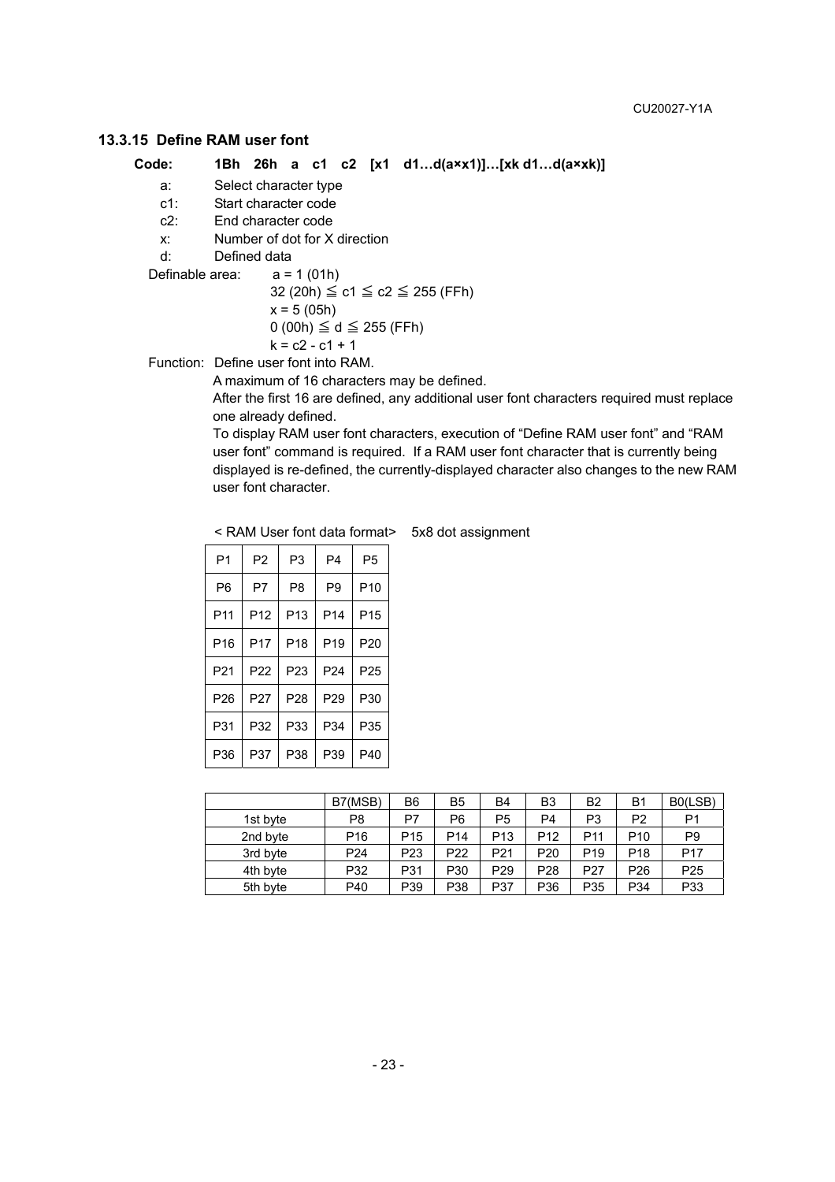### 13.3.15 Define RAM user font

**Code: 1Bh 26h a c1 c2 [x1 d1…d(a×x1)]…[xk d1…d(a×xk)]**

- a: Select character type
- c1: Start character code
- c2: End character code
- x: Number of dot for X direction
- d: Defined data

Definable area: a = 1 (01h)
32 (20h) ≦ c1 ≦ c2 ≦ 255 (FFh)
x = 5 (05h)
0 (00h) ≦ d ≦ 255 (FFh)
k = c2 - c1 + 1

Function: Define user font into RAM.
A maximum of 16 characters may be defined.
After the first 16 are defined, any additional user font characters required must replace one already defined.
To display RAM user font characters, execution of "Define RAM user font" and "RAM user font" command is required. If a RAM user font character that is currently being displayed is re-defined, the currently-displayed character also changes to the new RAM user font character.

< RAM User font data format> 5x8 dot assignment

| | | | | |
|---|---|---|---|---|
| P1 | P2 | P3 | P4 | P5 |
| P6 | P7 | P8 | P9 | P10 |
| P11 | P12 | P13 | P14 | P15 |
| P16 | P17 | P18 | P19 | P20 |
| P21 | P22 | P23 | P24 | P25 |
| P26 | P27 | P28 | P29 | P30 |
| P31 | P32 | P33 | P34 | P35 |
| P36 | P37 | P38 | P39 | P40 |

| | B7(MSB) | B6 | B5 | B4 | B3 | B2 | B1 | B0(LSB) |
|---|---|---|---|---|---|---|---|---|
| 1st byte | P8 | P7 | P6 | P5 | P4 | P3 | P2 | P1 |
| 2nd byte | P16 | P15 | P14 | P13 | P12 | P11 | P10 | P9 |
| 3rd byte | P24 | P23 | P22 | P21 | P20 | P19 | P18 | P17 |
| 4th byte | P32 | P31 | P30 | P29 | P28 | P27 | P26 | P25 |
| 5th byte | P40 | P39 | P38 | P37 | P36 | P35 | P34 | P33 |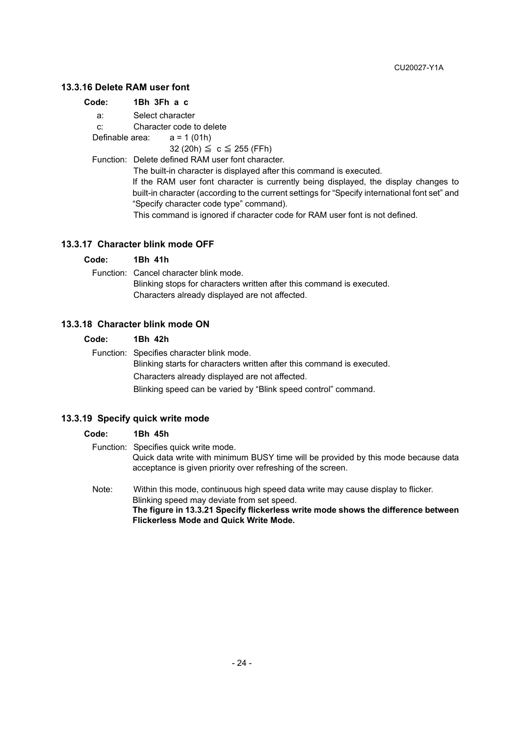### 13.3.16 Delete RAM user font

**Code: 1Bh 3Fh a c**

a: Select character

c: Character code to delete

Definable area: a = 1 (01h)

32 (20h) ≦ c ≦ 255 (FFh)

Function: Delete defined RAM user font character.

The built-in character is displayed after this command is executed.

If the RAM user font character is currently being displayed, the display changes to built-in character (according to the current settings for "Specify international font set" and "Specify character code type" command).

This command is ignored if character code for RAM user font is not defined.

### 13.3.17 Character blink mode OFF

**Code: 1Bh 41h**

Function: Cancel character blink mode.

Blinking stops for characters written after this command is executed.

Characters already displayed are not affected.

### 13.3.18 Character blink mode ON

**Code: 1Bh 42h**

Function: Specifies character blink mode.

Blinking starts for characters written after this command is executed.

Characters already displayed are not affected.

Blinking speed can be varied by "Blink speed control" command.

### 13.3.19 Specify quick write mode

**Code: 1Bh 45h**

Function: Specifies quick write mode.

Quick data write with minimum BUSY time will be provided by this mode because data acceptance is given priority over refreshing of the screen.

Note: Within this mode, continuous high speed data write may cause display to flicker.

Blinking speed may deviate from set speed.

**The figure in 13.3.21 Specify flickerless write mode shows the difference between Flickerless Mode and Quick Write Mode.**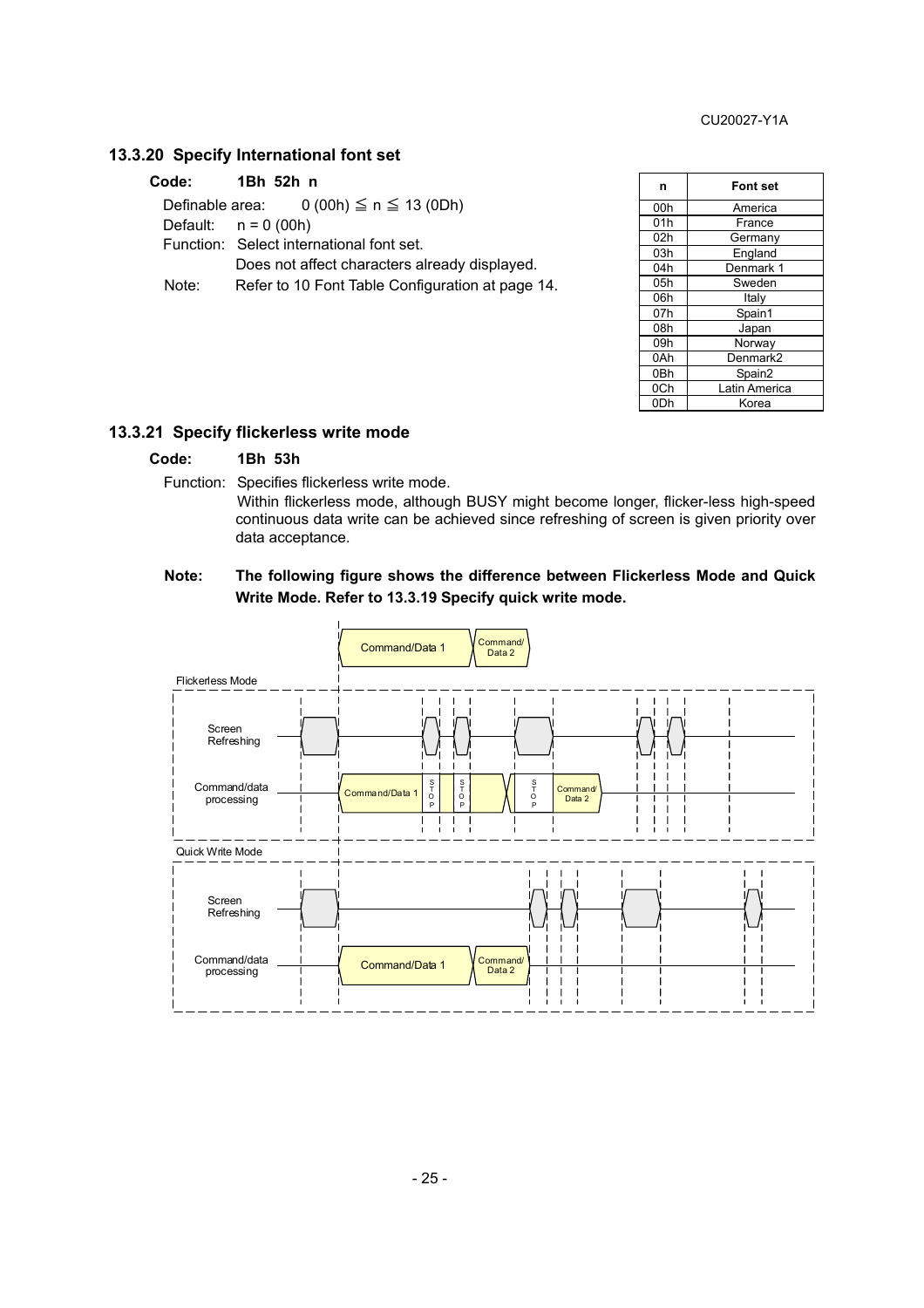### 13.3.20 Specify International font set

**Code: 1Bh 52h n**

Definable area: 0 (00h) ≦ n ≦ 13 (0Dh)

Default: n = 0 (00h)

Function: Select international font set.

Does not affect characters already displayed.

Note: Refer to 10 Font Table Configuration at page 14.

| n | Font set |
|---|---|
| 00h | America |
| 01h | France |
| 02h | Germany |
| 03h | England |
| 04h | Denmark 1 |
| 05h | Sweden |
| 06h | Italy |
| 07h | Spain1 |
| 08h | Japan |
| 09h | Norway |
| 0Ah | Denmark2 |
| 0Bh | Spain2 |
| 0Ch | Latin America |
| 0Dh | Korea |

### 13.3.21 Specify flickerless write mode

**Code: 1Bh 53h**

Function: Specifies flickerless write mode.

Within flickerless mode, although BUSY might become longer, flicker-less high-speed continuous data write can be achieved since refreshing of screen is given priority over data acceptance.

**Note: The following figure shows the difference between Flickerless Mode and Quick Write Mode. Refer to 13.3.19 Specify quick write mode.**

Command/Data 1 | Command/ Data 2

Flickerless Mode

Screen Refreshing

Command/data processing: Command/Data 1 | STOP | STOP | STOP | Command/ Data 2

Quick Write Mode

Screen Refreshing

Command/data processing: Command/Data 1 | Command/ Data 2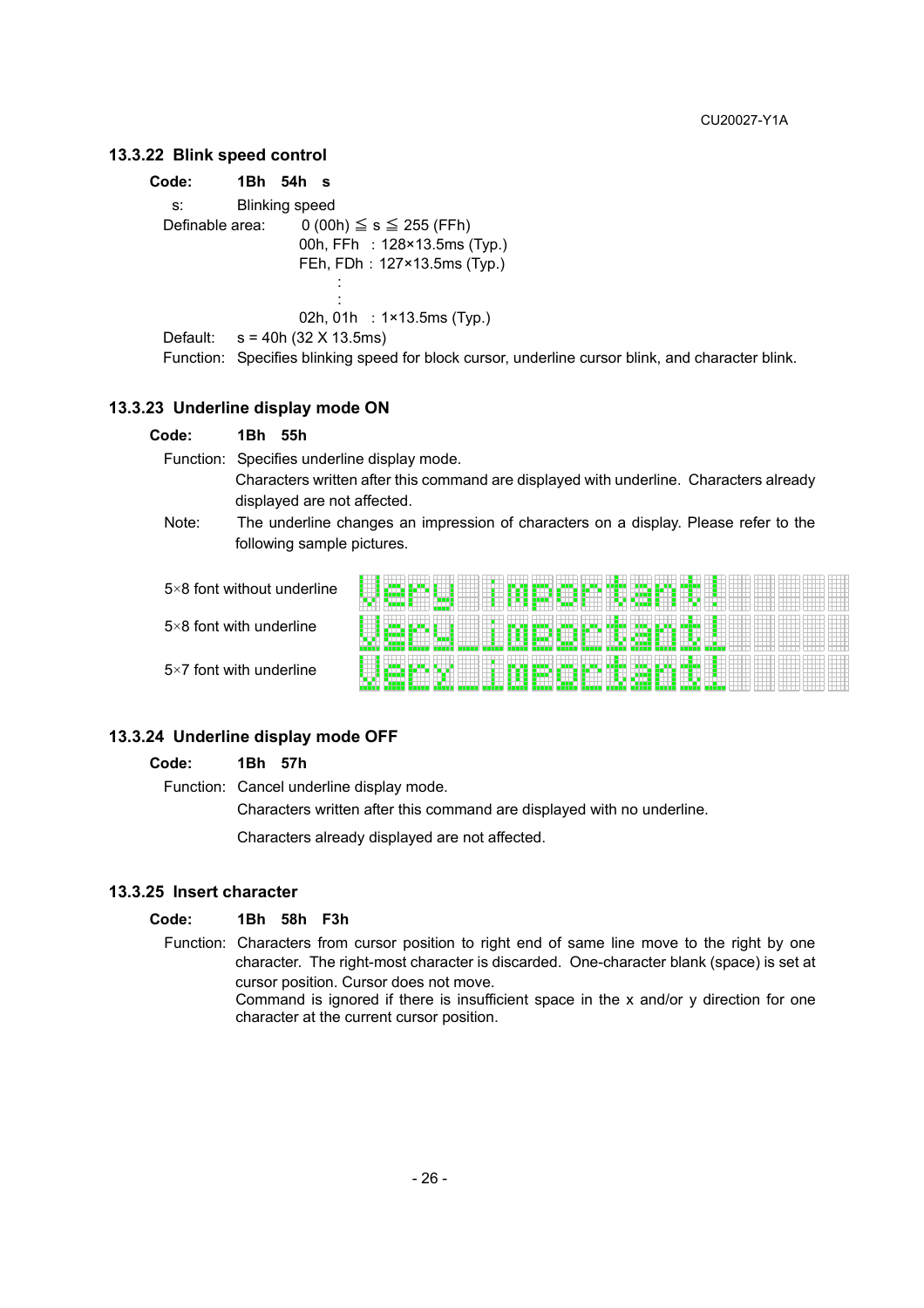### 13.3.22 Blink speed control

**Code: 1Bh 54h s**

s: Blinking speed

Definable area: 0 (00h) ≦ s ≦ 255 (FFh)

00h, FFh : 128×13.5ms (Typ.)
FEh, FDh : 127×13.5ms (Typ.)
:
:
02h, 01h : 1×13.5ms (Typ.)

Default: s = 40h (32 X 13.5ms)

Function: Specifies blinking speed for block cursor, underline cursor blink, and character blink.

### 13.3.23 Underline display mode ON

**Code: 1Bh 55h**

Function: Specifies underline display mode.
Characters written after this command are displayed with underline. Characters already displayed are not affected.

Note: The underline changes an impression of characters on a display. Please refer to the following sample pictures.

5×8 font without underline

5×8 font with underline

5×7 font with underline

### 13.3.24 Underline display mode OFF

**Code: 1Bh 57h**

Function: Cancel underline display mode.

Characters written after this command are displayed with no underline.

Characters already displayed are not affected.

### 13.3.25 Insert character

**Code: 1Bh 58h F3h**

Function: Characters from cursor position to right end of same line move to the right by one character. The right-most character is discarded. One-character blank (space) is set at cursor position. Cursor does not move.
Command is ignored if there is insufficient space in the x and/or y direction for one character at the current cursor position.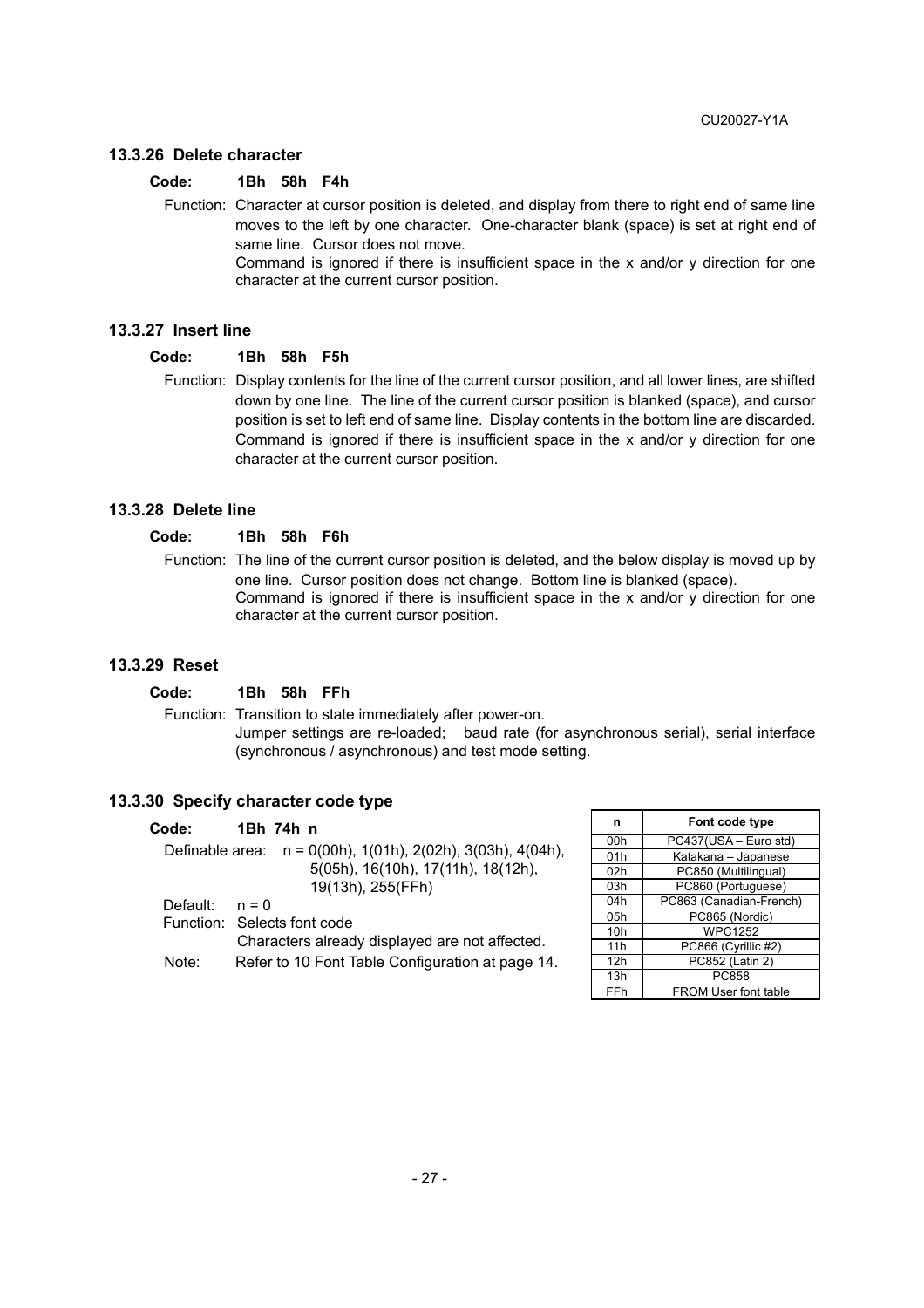### 13.3.26 Delete character

**Code: 1Bh 58h F4h**

Function: Character at cursor position is deleted, and display from there to right end of same line moves to the left by one character. One-character blank (space) is set at right end of same line. Cursor does not move.
Command is ignored if there is insufficient space in the x and/or y direction for one character at the current cursor position.

### 13.3.27 Insert line

**Code: 1Bh 58h F5h**

Function: Display contents for the line of the current cursor position, and all lower lines, are shifted down by one line. The line of the current cursor position is blanked (space), and cursor position is set to left end of same line. Display contents in the bottom line are discarded.
Command is ignored if there is insufficient space in the x and/or y direction for one character at the current cursor position.

### 13.3.28 Delete line

**Code: 1Bh 58h F6h**

Function: The line of the current cursor position is deleted, and the below display is moved up by one line. Cursor position does not change. Bottom line is blanked (space).
Command is ignored if there is insufficient space in the x and/or y direction for one character at the current cursor position.

### 13.3.29 Reset

**Code: 1Bh 58h FFh**

Function: Transition to state immediately after power-on.
Jumper settings are re-loaded; baud rate (for asynchronous serial), serial interface (synchronous / asynchronous) and test mode setting.

### 13.3.30 Specify character code type

**Code: 1Bh 74h n**

Definable area: n = 0(00h), 1(01h), 2(02h), 3(03h), 4(04h), 5(05h), 16(10h), 17(11h), 18(12h), 19(13h), 255(FFh)

Default: n = 0

Function: Selects font code
Characters already displayed are not affected.

Note: Refer to 10 Font Table Configuration at page 14.

| n | Font code type |
|---|---|
| 00h | PC437(USA – Euro std) |
| 01h | Katakana – Japanese |
| 02h | PC850 (Multilingual) |
| 03h | PC860 (Portuguese) |
| 04h | PC863 (Canadian-French) |
| 05h | PC865 (Nordic) |
| 10h | WPC1252 |
| 11h | PC866 (Cyrillic #2) |
| 12h | PC852 (Latin 2) |
| 13h | PC858 |
| FFh | FROM User font table |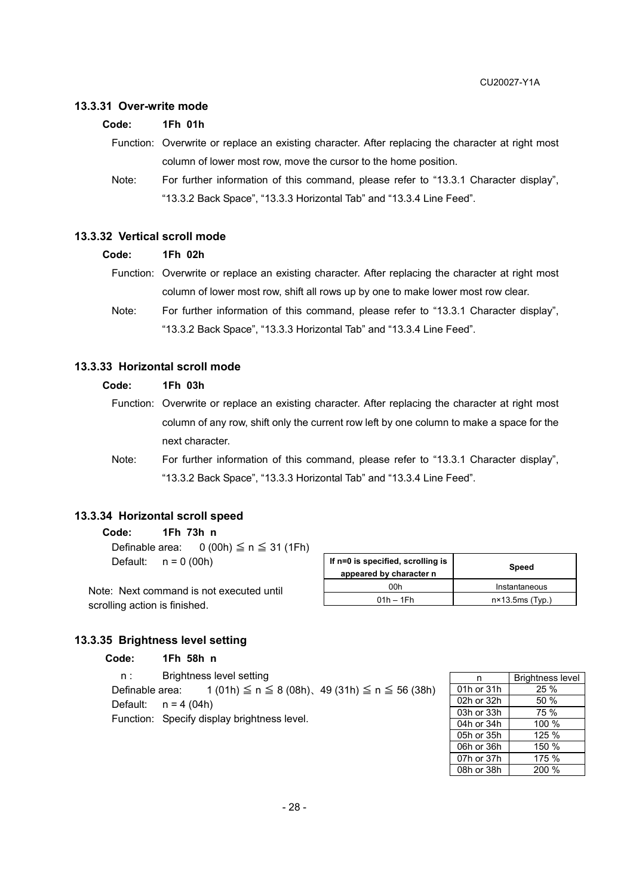### 13.3.31 Over-write mode

**Code: 1Fh 01h**

Function: Overwrite or replace an existing character. After replacing the character at right most column of lower most row, move the cursor to the home position.

Note: For further information of this command, please refer to “13.3.1 Character display”, “13.3.2 Back Space”, “13.3.3 Horizontal Tab” and “13.3.4 Line Feed”.

### 13.3.32 Vertical scroll mode

**Code: 1Fh 02h**

Function: Overwrite or replace an existing character. After replacing the character at right most column of lower most row, shift all rows up by one to make lower most row clear.

Note: For further information of this command, please refer to “13.3.1 Character display”, “13.3.2 Back Space”, “13.3.3 Horizontal Tab” and “13.3.4 Line Feed”.

### 13.3.33 Horizontal scroll mode

**Code: 1Fh 03h**

Function: Overwrite or replace an existing character. After replacing the character at right most column of any row, shift only the current row left by one column to make a space for the next character.

Note: For further information of this command, please refer to “13.3.1 Character display”, “13.3.2 Back Space”, “13.3.3 Horizontal Tab” and “13.3.4 Line Feed”.

### 13.3.34 Horizontal scroll speed

**Code: 1Fh 73h n**

Definable area: 0 (00h) ≦ n ≦ 31 (1Fh)

Default: n = 0 (00h)

Note: Next command is not executed until scrolling action is finished.

| If n=0 is specified, scrolling is appeared by character n | Speed |
|---|---|
| 00h | Instantaneous |
| 01h – 1Fh | n×13.5ms (Typ.) |

### 13.3.35 Brightness level setting

**Code: 1Fh 58h n**

n : Brightness level setting

Definable area: 1 (01h) ≦ n ≦ 8 (08h)、49 (31h) ≦ n ≦ 56 (38h)

Default: n = 4 (04h)

Function: Specify display brightness level.

| n | Brightness level |
|---|---|
| 01h or 31h | 25 % |
| 02h or 32h | 50 % |
| 03h or 33h | 75 % |
| 04h or 34h | 100 % |
| 05h or 35h | 125 % |
| 06h or 36h | 150 % |
| 07h or 37h | 175 % |
| 08h or 38h | 200 % |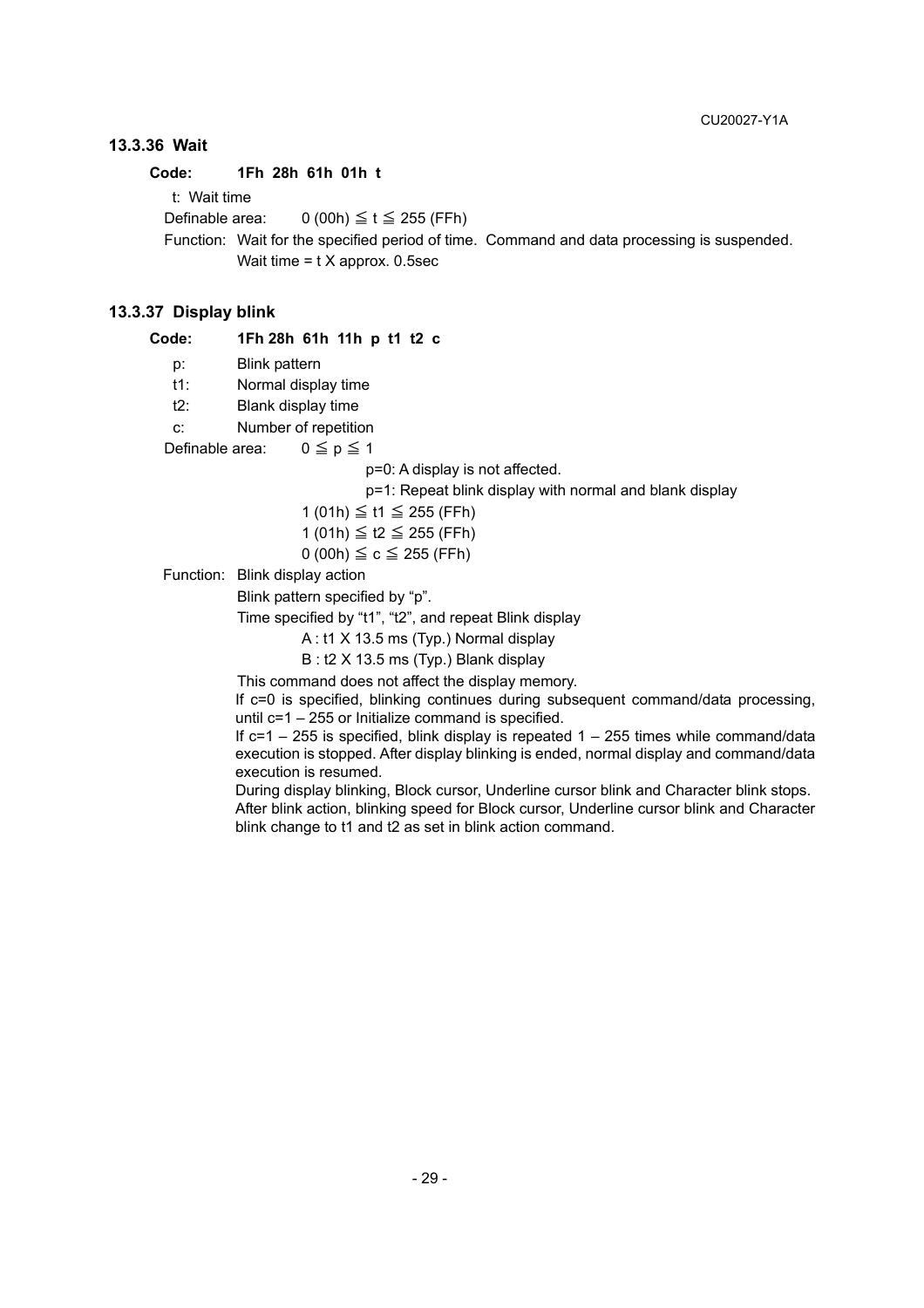### 13.3.36 Wait

**Code: 1Fh 28h 61h 01h t**

t: Wait time

Definable area: 0 (00h) ≦ t ≦ 255 (FFh)

Function: Wait for the specified period of time. Command and data processing is suspended.
Wait time = t X approx. 0.5sec

### 13.3.37 Display blink

**Code: 1Fh 28h 61h 11h p t1 t2 c**

p: Blink pattern

t1: Normal display time

t2: Blank display time

c: Number of repetition

Definable area: 0 ≦ p ≦ 1

p=0: A display is not affected.

p=1: Repeat blink display with normal and blank display

1 (01h) ≦ t1 ≦ 255 (FFh)

1 (01h) ≦ t2 ≦ 255 (FFh)

0 (00h) ≦ c ≦ 255 (FFh)

Function: Blink display action

Blink pattern specified by "p".

Time specified by "t1", "t2", and repeat Blink display

A : t1 X 13.5 ms (Typ.) Normal display

B : t2 X 13.5 ms (Typ.) Blank display

This command does not affect the display memory.

If c=0 is specified, blinking continues during subsequent command/data processing, until c=1 – 255 or Initialize command is specified.

If c=1 – 255 is specified, blink display is repeated 1 – 255 times while command/data execution is stopped. After display blinking is ended, normal display and command/data execution is resumed.

During display blinking, Block cursor, Underline cursor blink and Character blink stops. After blink action, blinking speed for Block cursor, Underline cursor blink and Character blink change to t1 and t2 as set in blink action command.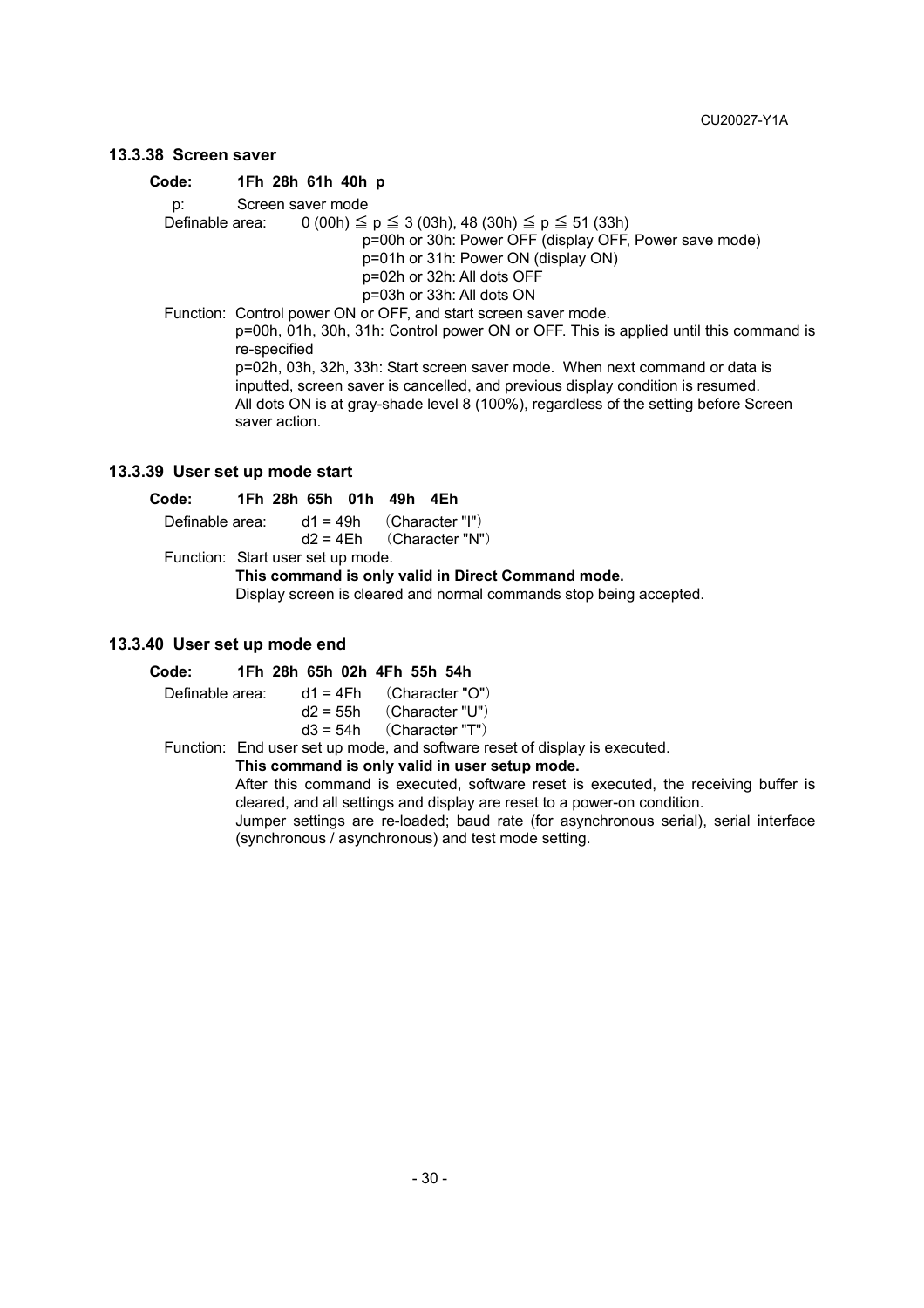### 13.3.38 Screen saver

**Code: 1Fh 28h 61h 40h p**

p: Screen saver mode

Definable area: 0 (00h) ≦ p ≦ 3 (03h), 48 (30h) ≦ p ≦ 51 (33h)

- p=00h or 30h: Power OFF (display OFF, Power save mode)
- p=01h or 31h: Power ON (display ON)
- p=02h or 32h: All dots OFF
- p=03h or 33h: All dots ON

Function: Control power ON or OFF, and start screen saver mode.

p=00h, 01h, 30h, 31h: Control power ON or OFF. This is applied until this command is re-specified

p=02h, 03h, 32h, 33h: Start screen saver mode. When next command or data is inputted, screen saver is cancelled, and previous display condition is resumed.

All dots ON is at gray-shade level 8 (100%), regardless of the setting before Screen saver action.

### 13.3.39 User set up mode start

**Code: 1Fh 28h 65h 01h 49h 4Eh**

Definable area: d1 = 49h （Character "I"）
d2 = 4Eh （Character "N"）

Function: Start user set up mode.

**This command is only valid in Direct Command mode.**

Display screen is cleared and normal commands stop being accepted.

### 13.3.40 User set up mode end

**Code: 1Fh 28h 65h 02h 4Fh 55h 54h**

Definable area: d1 = 4Fh （Character "O"）
d2 = 55h （Character "U"）
d3 = 54h （Character "T"）

Function: End user set up mode, and software reset of display is executed.

**This command is only valid in user setup mode.**

After this command is executed, software reset is executed, the receiving buffer is cleared, and all settings and display are reset to a power-on condition.

Jumper settings are re-loaded; baud rate (for asynchronous serial), serial interface (synchronous / asynchronous) and test mode setting.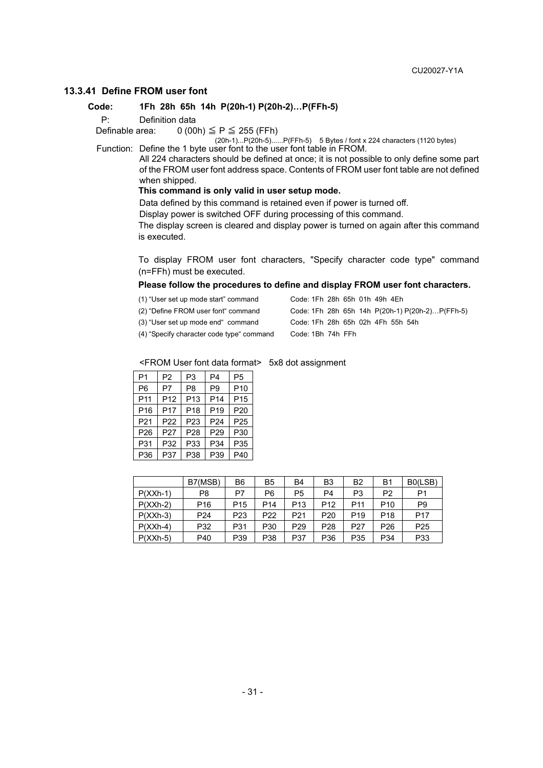### 13.3.41 Define FROM user font

**Code: 1Fh 28h 65h 14h P(20h-1) P(20h-2)…P(FFh-5)**

P: Definition data

Definable area: 0 (00h) ≦ P ≦ 255 (FFh)

(20h-1)...P(20h-5)......P(FFh-5) 5 Bytes / font x 224 characters (1120 bytes)

Function: Define the 1 byte user font to the user font table in FROM.

All 224 characters should be defined at once; it is not possible to only define some part of the FROM user font address space. Contents of FROM user font table are not defined when shipped.

**This command is only valid in user setup mode.**

Data defined by this command is retained even if power is turned off.

Display power is switched OFF during processing of this command.

The display screen is cleared and display power is turned on again after this command is executed.

To display FROM user font characters, "Specify character code type" command (n=FFh) must be executed.

**Please follow the procedures to define and display FROM user font characters.**

| | |
|---|---|
| (1) "User set up mode start" command | Code: 1Fh 28h 65h 01h 49h 4Eh |
| (2) "Define FROM user font" command | Code: 1Fh 28h 65h 14h P(20h-1) P(20h-2)…P(FFh-5) |
| (3) "User set up mode end" command | Code: 1Fh 28h 65h 02h 4Fh 55h 54h |
| (4) "Specify character code type" command | Code: 1Bh 74h FFh |

<FROM User font data format> 5x8 dot assignment

| | | | | |
|---|---|---|---|---|
| P1 | P2 | P3 | P4 | P5 |
| P6 | P7 | P8 | P9 | P10 |
| P11 | P12 | P13 | P14 | P15 |
| P16 | P17 | P18 | P19 | P20 |
| P21 | P22 | P23 | P24 | P25 |
| P26 | P27 | P28 | P29 | P30 |
| P31 | P32 | P33 | P34 | P35 |
| P36 | P37 | P38 | P39 | P40 |

| | B7(MSB) | B6 | B5 | B4 | B3 | B2 | B1 | B0(LSB) |
|---|---|---|---|---|---|---|---|---|
| P(XXh-1) | P8 | P7 | P6 | P5 | P4 | P3 | P2 | P1 |
| P(XXh-2) | P16 | P15 | P14 | P13 | P12 | P11 | P10 | P9 |
| P(XXh-3) | P24 | P23 | P22 | P21 | P20 | P19 | P18 | P17 |
| P(XXh-4) | P32 | P31 | P30 | P29 | P28 | P27 | P26 | P25 |
| P(XXh-5) | P40 | P39 | P38 | P37 | P36 | P35 | P34 | P33 |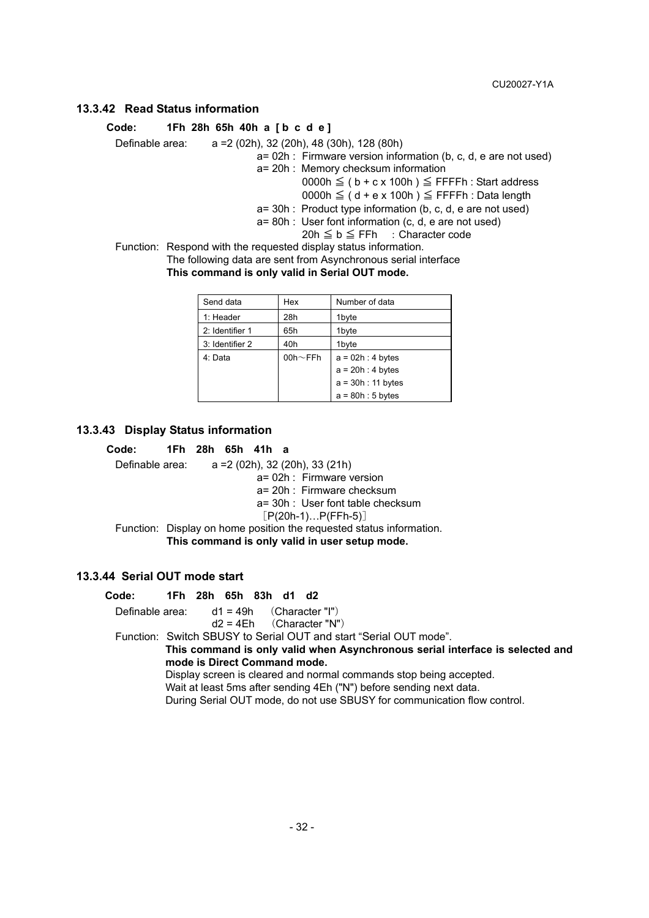### 13.3.42 Read Status information

**Code: 1Fh 28h 65h 40h a [ b c d e ]**

Definable area: a =2 (02h), 32 (20h), 48 (30h), 128 (80h)

a= 02h : Firmware version information (b, c, d, e are not used)

a= 20h : Memory checksum information

0000h ≦ ( b + c x 100h ) ≦ FFFFh : Start address

0000h ≦ ( d + e x 100h ) ≦ FFFFh : Data length

a= 30h : Product type information (b, c, d, e are not used)

a= 80h : User font information (c, d, e are not used)

20h ≦ b ≦ FFh : Character code

Function: Respond with the requested display status information.

The following data are sent from Asynchronous serial interface

**This command is only valid in Serial OUT mode.**

| Send data | Hex | Number of data |
|---|---|---|
| 1: Header | 28h | 1byte |
| 2: Identifier 1 | 65h | 1byte |
| 3: Identifier 2 | 40h | 1byte |
| 4: Data | 00h～FFh | a = 02h : 4 bytes<br>a = 20h : 4 bytes<br>a = 30h : 11 bytes<br>a = 80h : 5 bytes |

### 13.3.43 Display Status information

**Code: 1Fh 28h 65h 41h a**

Definable area: a =2 (02h), 32 (20h), 33 (21h)

a= 02h : Firmware version

a= 20h : Firmware checksum

a= 30h : User font table checksum

［P(20h-1)…P(FFh-5)］

Function: Display on home position the requested status information.

**This command is only valid in user setup mode.**

### 13.3.44 Serial OUT mode start

**Code: 1Fh 28h 65h 83h d1 d2**

Definable area: d1 = 49h （Character "I"）

d2 = 4Eh （Character "N"）

Function: Switch SBUSY to Serial OUT and start "Serial OUT mode".

**This command is only valid when Asynchronous serial interface is selected and mode is Direct Command mode.**

Display screen is cleared and normal commands stop being accepted.

Wait at least 5ms after sending 4Eh ("N") before sending next data.

During Serial OUT mode, do not use SBUSY for communication flow control.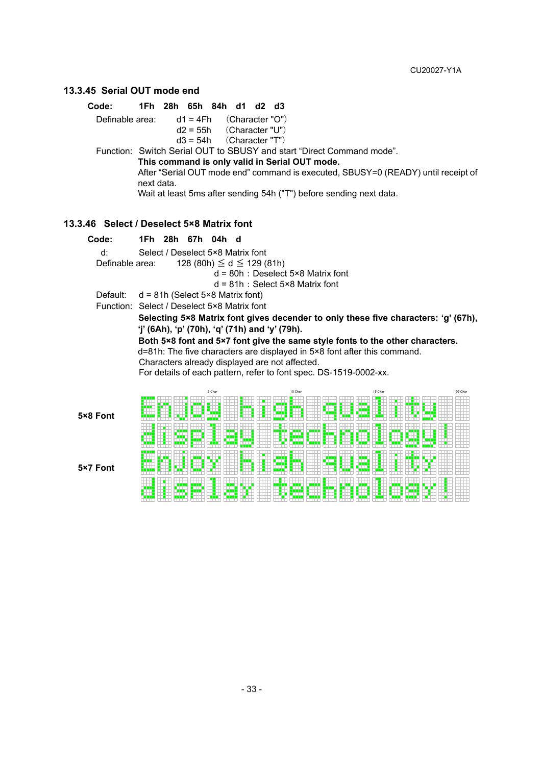### 13.3.45 Serial OUT mode end

**Code: 1Fh 28h 65h 84h d1 d2 d3**

Definable area: d1 = 4Fh （Character "O"）
d2 = 55h （Character "U"）
d3 = 54h （Character "T"）

Function: Switch Serial OUT to SBUSY and start “Direct Command mode”.

**This command is only valid in Serial OUT mode.**

After “Serial OUT mode end” command is executed, SBUSY=0 (READY) until receipt of next data.

Wait at least 5ms after sending 54h ("T") before sending next data.

### 13.3.46 Select / Deselect 5×8 Matrix font

**Code: 1Fh 28h 67h 04h d**

d: Select / Deselect 5×8 Matrix font

Definable area: 128 (80h) ≦ d ≦ 129 (81h)
d = 80h：Deselect 5×8 Matrix font
d = 81h：Select 5×8 Matrix font

Default: d = 81h (Select 5×8 Matrix font)

Function: Select / Deselect 5×8 Matrix font

**Selecting 5×8 Matrix font gives decender to only these five characters: ‘g’ (67h), ‘j’ (6Ah), ‘p’ (70h), ‘q’ (71h) and ‘y’ (79h).**

**Both 5×8 font and 5×7 font give the same style fonts to the other characters.**

d=81h: The five characters are displayed in 5×8 font after this command.

Characters already displayed are not affected.

For details of each pattern, refer to font spec. DS-1519-0002-xx.

5×8 Font

5×7 Font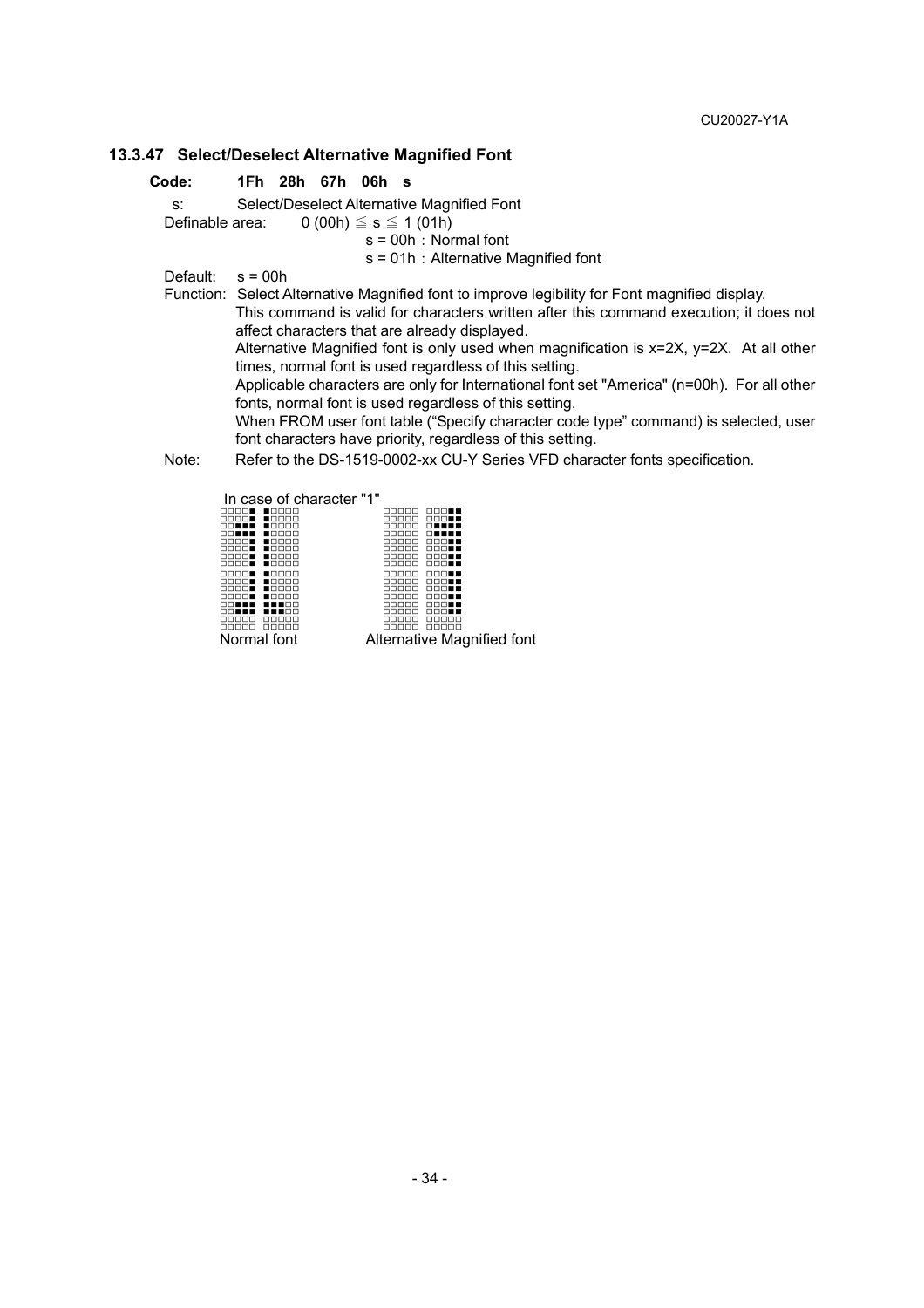### 13.3.47 Select/Deselect Alternative Magnified Font

**Code: 1Fh 28h 67h 06h s**

s: Select/Deselect Alternative Magnified Font

Definable area: 0 (00h) ≦ s ≦ 1 (01h)

s = 00h：Normal font

s = 01h：Alternative Magnified font

Default: s = 00h

Function: Select Alternative Magnified font to improve legibility for Font magnified display.
This command is valid for characters written after this command execution; it does not affect characters that are already displayed.
Alternative Magnified font is only used when magnification is x=2X, y=2X. At all other times, normal font is used regardless of this setting.
Applicable characters are only for International font set "America" (n=00h). For all other fonts, normal font is used regardless of this setting.
When FROM user font table ("Specify character code type" command) is selected, user font characters have priority, regardless of this setting.

Note: Refer to the DS-1519-0002-xx CU-Y Series VFD character fonts specification.

In case of character "1"

```
□□□□■ ■□□□□      □□□□□ □□□■■
□□□□■ ■□□□□      □□□□□ □□□■■
□□■■■ ■□□□□      □□□□□ □■■■■
□□■■■ ■□□□□      □□□□□ □■■■■
□□□□■ ■□□□□      □□□□□ □□□■■
□□□□■ ■□□□□      □□□□□ □□□■■
□□□□■ ■□□□□      □□□□□ □□□■■
□□□□■ ■□□□□      □□□□□ □□□■■

□□□□■ ■□□□□      □□□□□ □□□■■
□□□□■ ■□□□□      □□□□□ □□□■■
□□□□■ ■□□□□      □□□□□ □□□■■
□□□□■ ■□□□□      □□□□□ □□□■■
□□■■■ ■■■□□      □□□□□ □□□■■
□□■■■ ■■■□□      □□□□□ □□□■■
□□□□□ □□□□□      □□□□□ □□□□□
□□□□□ □□□□□      □□□□□ □□□□□
```

Normal font　　　　Alternative Magnified font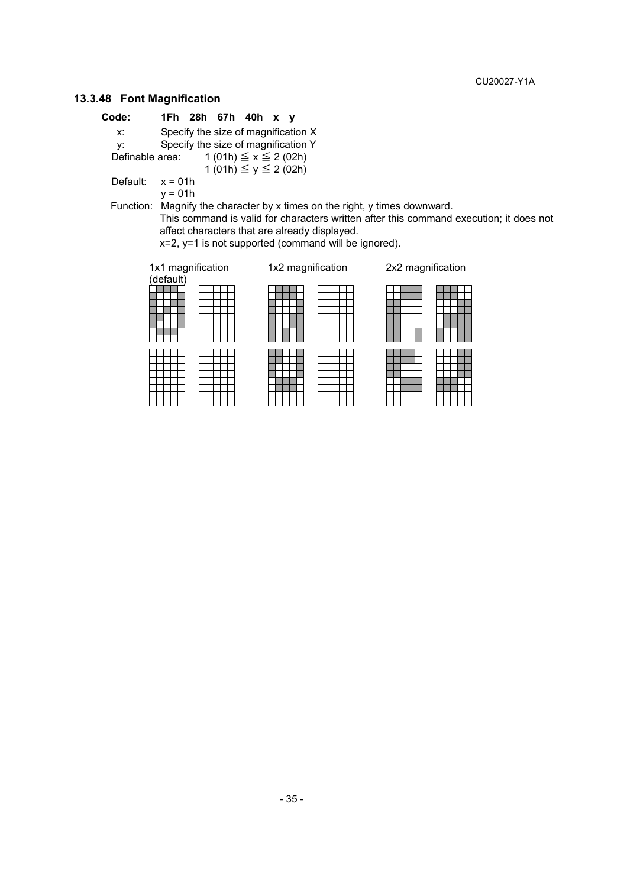### 13.3.48 Font Magnification

**Code: 1Fh 28h 67h 40h x y**

x: Specify the size of magnification X

y: Specify the size of magnification Y

Definable area: 1 (01h) ≦ x ≦ 2 (02h)

1 (01h) ≦ y ≦ 2 (02h)

Default: x = 01h

y = 01h

Function: Magnify the character by x times on the right, y times downward.

This command is valid for characters written after this command execution; it does not affect characters that are already displayed.

x=2, y=1 is not supported (command will be ignored).

1x1 magnification (default) 1x2 magnification 2x2 magnification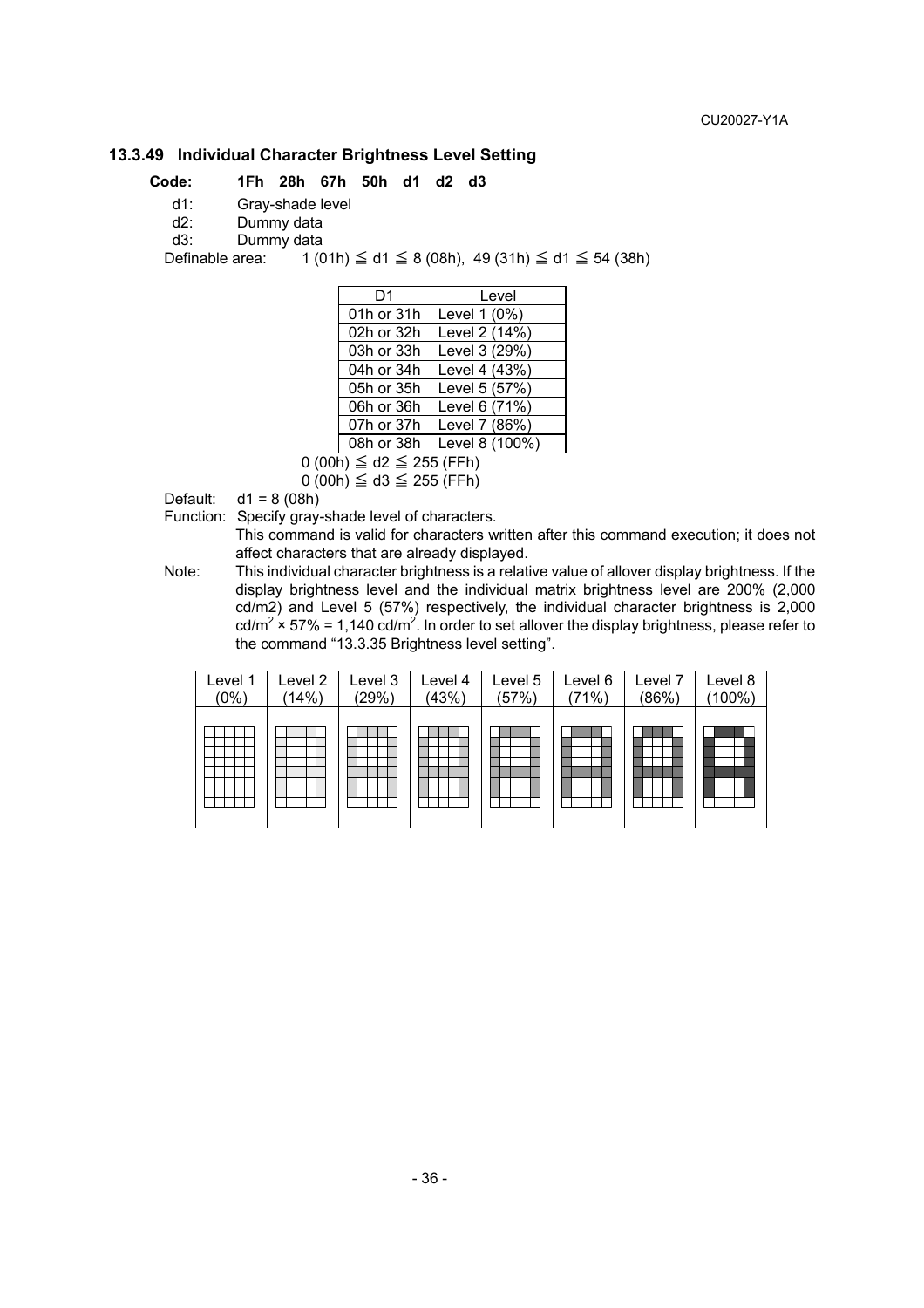### 13.3.49 Individual Character Brightness Level Setting

**Code: 1Fh 28h 67h 50h d1 d2 d3**

d1: Gray-shade level
d2: Dummy data
d3: Dummy data

Definable area: 1 (01h) ≦ d1 ≦ 8 (08h), 49 (31h) ≦ d1 ≦ 54 (38h)

| D1 | Level |
|---|---|
| 01h or 31h | Level 1 (0%) |
| 02h or 32h | Level 2 (14%) |
| 03h or 33h | Level 3 (29%) |
| 04h or 34h | Level 4 (43%) |
| 05h or 35h | Level 5 (57%) |
| 06h or 36h | Level 6 (71%) |
| 07h or 37h | Level 7 (86%) |
| 08h or 38h | Level 8 (100%) |

0 (00h) ≦ d2 ≦ 255 (FFh)
0 (00h) ≦ d3 ≦ 255 (FFh)

Default: d1 = 8 (08h)

Function: Specify gray-shade level of characters.
This command is valid for characters written after this command execution; it does not affect characters that are already displayed.

Note: This individual character brightness is a relative value of allover display brightness. If the display brightness level and the individual matrix brightness level are 200% (2,000 cd/m2) and Level 5 (57%) respectively, the individual character brightness is 2,000 cd/m$^2$ × 57% = 1,140 cd/m$^2$. In order to set allover the display brightness, please refer to the command "13.3.35 Brightness level setting".

| Level 1 (0%) | Level 2 (14%) | Level 3 (29%) | Level 4 (43%) | Level 5 (57%) | Level 6 (71%) | Level 7 (86%) | Level 8 (100%) |
|---|---|---|---|---|---|---|---|
| | | | | | | | |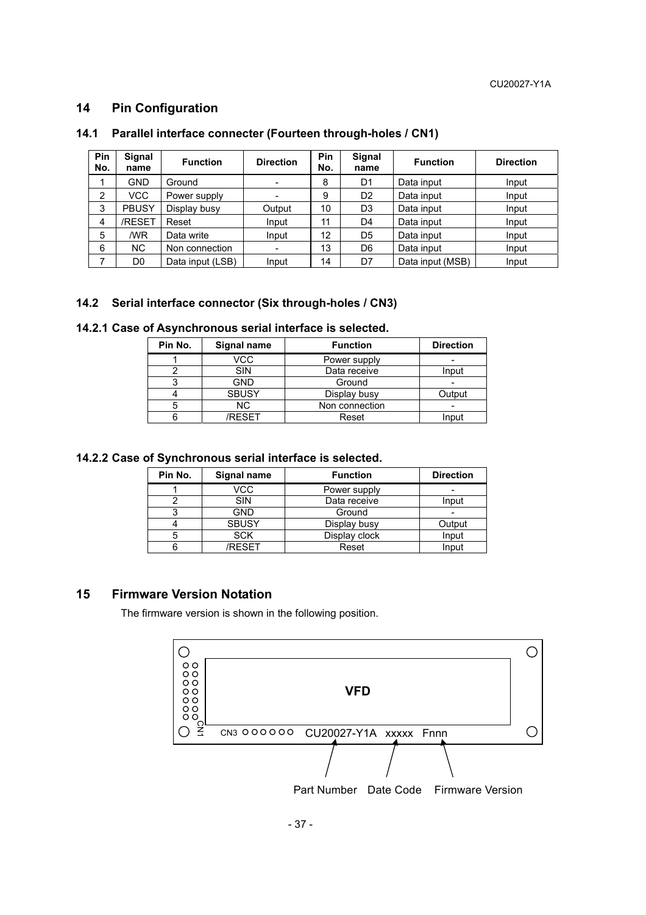## 14 Pin Configuration

### 14.1 Parallel interface connecter (Fourteen through-holes / CN1)

| Pin No. | Signal name | Function | Direction | Pin No. | Signal name | Function | Direction |
|---|---|---|---|---|---|---|---|
| 1 | GND | Ground | - | 8 | D1 | Data input | Input |
| 2 | VCC | Power supply | - | 9 | D2 | Data input | Input |
| 3 | PBUSY | Display busy | Output | 10 | D3 | Data input | Input |
| 4 | /RESET | Reset | Input | 11 | D4 | Data input | Input |
| 5 | /WR | Data write | Input | 12 | D5 | Data input | Input |
| 6 | NC | Non connection | - | 13 | D6 | Data input | Input |
| 7 | D0 | Data input (LSB) | Input | 14 | D7 | Data input (MSB) | Input |

### 14.2 Serial interface connector (Six through-holes / CN3)

#### 14.2.1 Case of Asynchronous serial interface is selected.

| Pin No. | Signal name | Function | Direction |
|---|---|---|---|
| 1 | VCC | Power supply | - |
| 2 | SIN | Data receive | Input |
| 3 | GND | Ground | - |
| 4 | SBUSY | Display busy | Output |
| 5 | NC | Non connection | - |
| 6 | /RESET | Reset | Input |

#### 14.2.2 Case of Synchronous serial interface is selected.

| Pin No. | Signal name | Function | Direction |
|---|---|---|---|
| 1 | VCC | Power supply | - |
| 2 | SIN | Data receive | Input |
| 3 | GND | Ground | - |
| 4 | SBUSY | Display busy | Output |
| 5 | SCK | Display clock | Input |
| 6 | /RESET | Reset | Input |

## 15 Firmware Version Notation

The firmware version is shown in the following position.

VFD

CN1 CN3 CU20027-Y1A xxxxx Fnnn

Part Number Date Code Firmware Version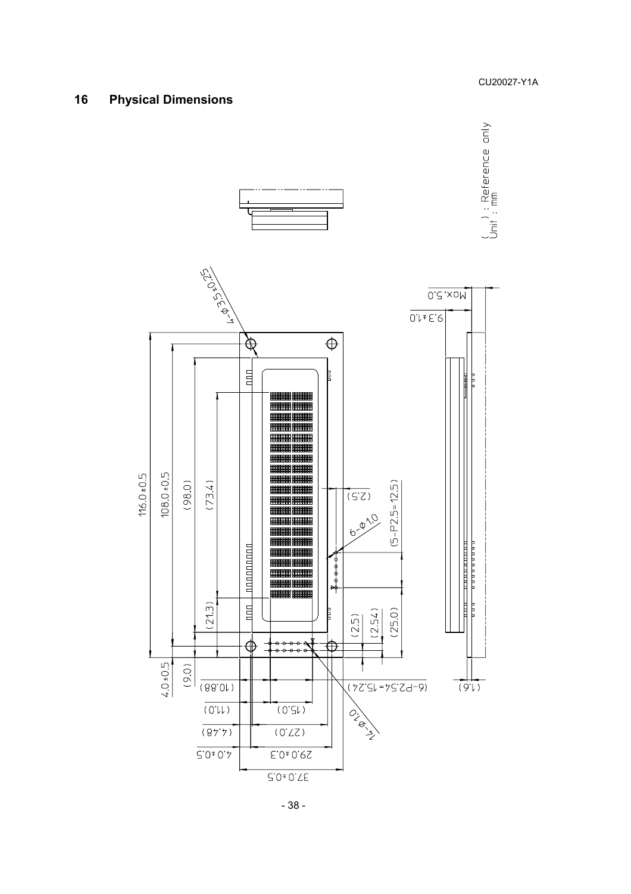## 16 Physical Dimensions

( ) : Reference only
Unit : mm

4-φ3.5±0.25

116.0±0.5

108.0±0.5

(98.0)

(73.4)

(21.3)

4.0±0.5

(9.0)

(2.5)

6-φ1.0

(5-P2.5=12.5)

(2.5)

(2.54)

(25.0)

(10.88)

(6-P2.54=15.24)

(11.0)

(15.0)

14-φ1.0

(4.48)

(27.0)

4.0±0.5

29.0±0.3

37.0±0.5

Max.5.0

9.3±1.0

(1.6)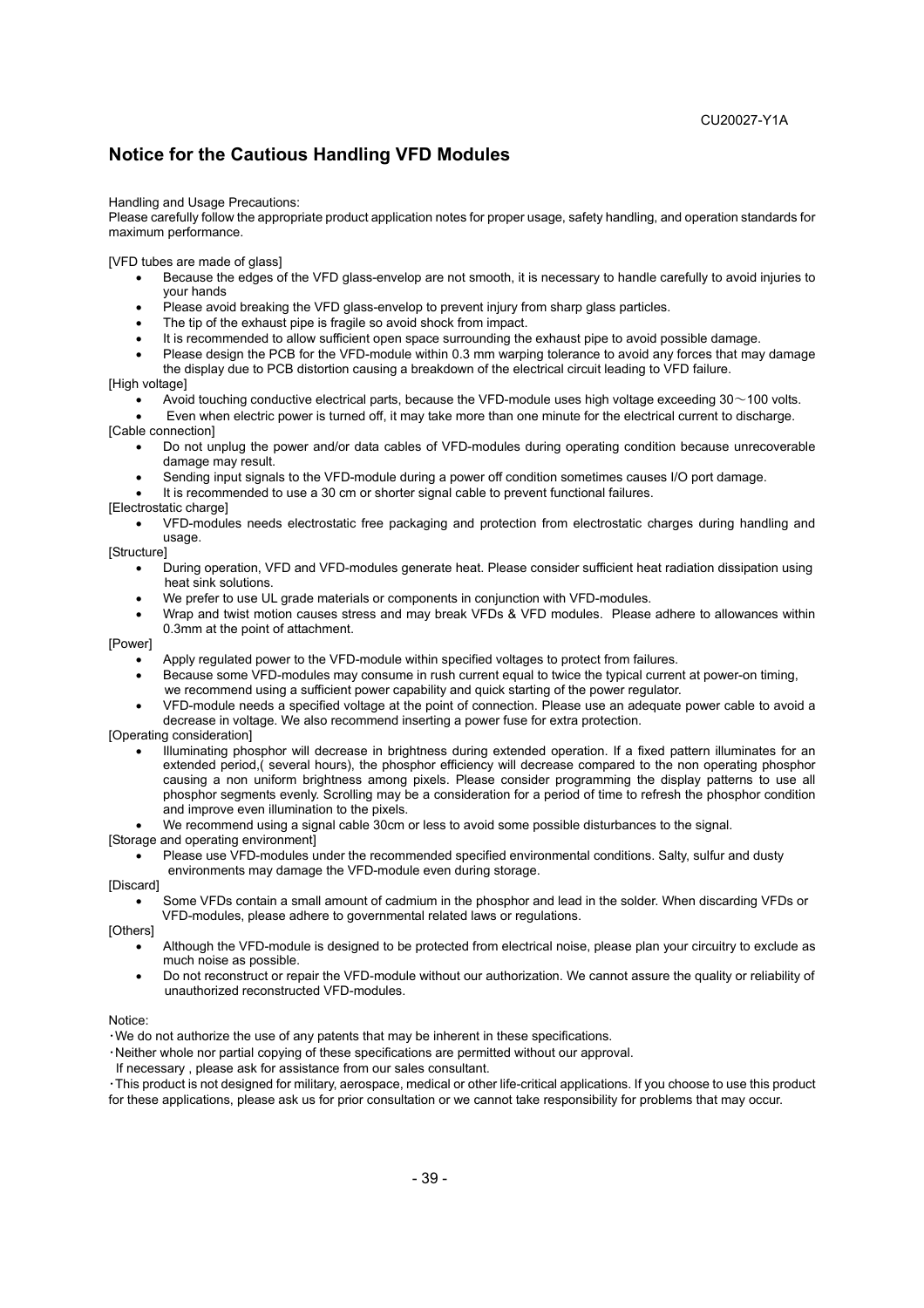## Notice for the Cautious Handling VFD Modules

Handling and Usage Precautions:
Please carefully follow the appropriate product application notes for proper usage, safety handling, and operation standards for maximum performance.

[VFD tubes are made of glass]

- Because the edges of the VFD glass-envelop are not smooth, it is necessary to handle carefully to avoid injuries to your hands
- Please avoid breaking the VFD glass-envelop to prevent injury from sharp glass particles.
- The tip of the exhaust pipe is fragile so avoid shock from impact.
- It is recommended to allow sufficient open space surrounding the exhaust pipe to avoid possible damage.
- Please design the PCB for the VFD-module within 0.3 mm warping tolerance to avoid any forces that may damage the display due to PCB distortion causing a breakdown of the electrical circuit leading to VFD failure.

[High voltage]

- Avoid touching conductive electrical parts, because the VFD-module uses high voltage exceeding 30～100 volts.
- Even when electric power is turned off, it may take more than one minute for the electrical current to discharge.

[Cable connection]

- Do not unplug the power and/or data cables of VFD-modules during operating condition because unrecoverable damage may result.
- Sending input signals to the VFD-module during a power off condition sometimes causes I/O port damage.
- It is recommended to use a 30 cm or shorter signal cable to prevent functional failures.

[Electrostatic charge]

- VFD-modules needs electrostatic free packaging and protection from electrostatic charges during handling and usage.

[Structure]

- During operation, VFD and VFD-modules generate heat. Please consider sufficient heat radiation dissipation using heat sink solutions.
- We prefer to use UL grade materials or components in conjunction with VFD-modules.
- Wrap and twist motion causes stress and may break VFDs & VFD modules. Please adhere to allowances within 0.3mm at the point of attachment.

[Power]

- Apply regulated power to the VFD-module within specified voltages to protect from failures.
- Because some VFD-modules may consume in rush current equal to twice the typical current at power-on timing, we recommend using a sufficient power capability and quick starting of the power regulator.
- VFD-module needs a specified voltage at the point of connection. Please use an adequate power cable to avoid a decrease in voltage. We also recommend inserting a power fuse for extra protection.

[Operating consideration]

- Illuminating phosphor will decrease in brightness during extended operation. If a fixed pattern illuminates for an extended period,( several hours), the phosphor efficiency will decrease compared to the non operating phosphor causing a non uniform brightness among pixels. Please consider programming the display patterns to use all phosphor segments evenly. Scrolling may be a consideration for a period of time to refresh the phosphor condition and improve even illumination to the pixels.
- We recommend using a signal cable 30cm or less to avoid some possible disturbances to the signal.

[Storage and operating environment]

- Please use VFD-modules under the recommended specified environmental conditions. Salty, sulfur and dusty environments may damage the VFD-module even during storage.

[Discard]

- Some VFDs contain a small amount of cadmium in the phosphor and lead in the solder. When discarding VFDs or VFD-modules, please adhere to governmental related laws or regulations.

[Others]

- Although the VFD-module is designed to be protected from electrical noise, please plan your circuitry to exclude as much noise as possible.
- Do not reconstruct or repair the VFD-module without our authorization. We cannot assure the quality or reliability of unauthorized reconstructed VFD-modules.

Notice:

・We do not authorize the use of any patents that may be inherent in these specifications.
・Neither whole nor partial copying of these specifications are permitted without our approval.
If necessary , please ask for assistance from our sales consultant.
・This product is not designed for military, aerospace, medical or other life-critical applications. If you choose to use this product for these applications, please ask us for prior consultation or we cannot take responsibility for problems that may occur.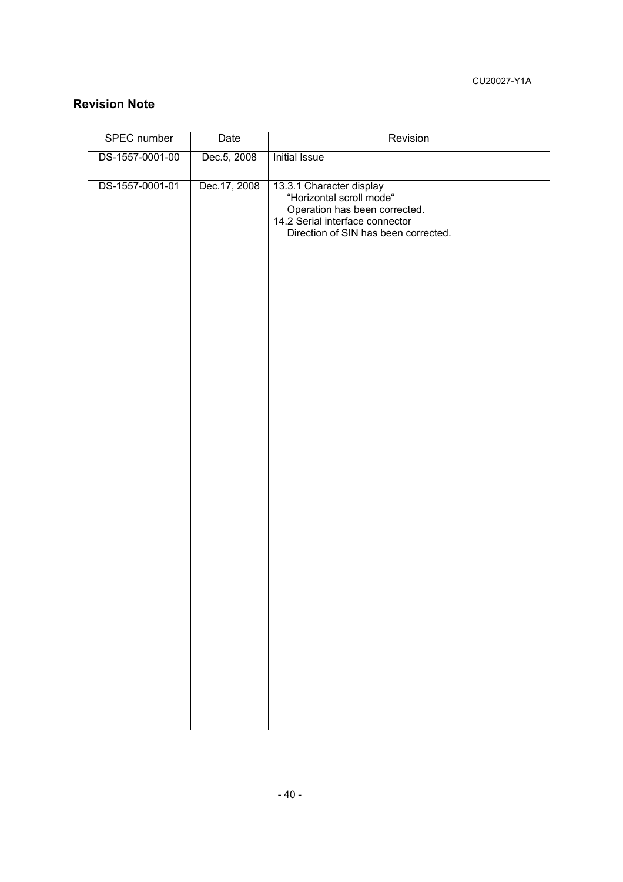## Revision Note

| SPEC number | Date | Revision |
|---|---|---|
| DS-1557-0001-00 | Dec.5, 2008 | Initial Issue |
| DS-1557-0001-01 | Dec.17, 2008 | 13.3.1 Character display<br>"Horizontal scroll mode"<br>Operation has been corrected.<br>14.2 Serial interface connector<br>Direction of SIN has been corrected. |